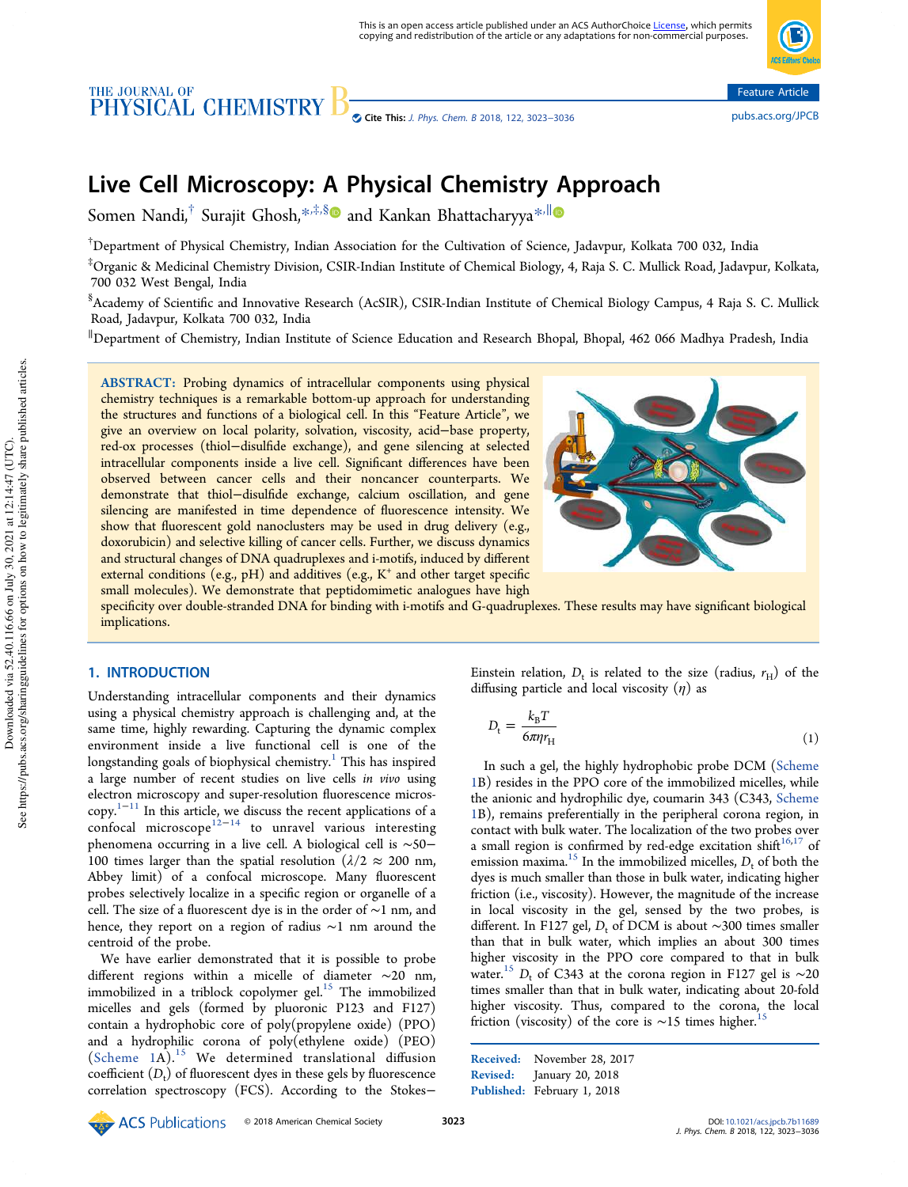Feature Article

# Live Cell Microscopy: A Physical Chemistry Approach

Somen Nandi,[†] Surajit Ghosh,*[,‡,§] and Kankan Bhattacharyya*[,∥]

[†]Department of Physical Chemistry, Indian Association for the Cultivation of Science, Jadavpur, Kolkata 700 032, India

[‡]Organic & Medicinal Chemistry Division, CSIR-Indian Institute of Chemical Biology, 4, Raja S. C. Mullick Road, Jadavpur, Kolkata, 700 032 West Bengal, India

[§]Academy of Scientific and Innovative Research (AcSIR), CSIR-Indian Institute of Chemical Biology Campus, 4 Raja S. C. Mullick Road, Jadavpur, Kolkata 700 032, India

[∥]Department of Chemistry, Indian Institute of Science Education and Research Bhopal, Bhopal, 462 066 Madhya Pradesh, India

**ABSTRACT:** Probing dynamics of intracellular components using physical chemistry techniques is a remarkable bottom-up approach for understanding the structures and functions of a biological cell. In this "Feature Article", we give an overview on local polarity, solvation, viscosity, acid−base property, red-ox processes (thiol−disulfide exchange), and gene silencing at selected intracellular components inside a live cell. Significant differences have been observed between cancer cells and their noncancer counterparts. We demonstrate that thiol−disulfide exchange, calcium oscillation, and gene silencing are manifested in time dependence of fluorescence intensity. We show that fluorescent gold nanoclusters may be used in drug delivery (e.g., doxorubicin) and selective killing of cancer cells. Further, we discuss dynamics and structural changes of DNA quadruplexes and i-motifs, induced by different external conditions (e.g., pH) and additives (e.g., $K^+$ and other target specific small molecules). We demonstrate that peptidomimetic analogues have high specificity over double-stranded DNA for binding with i-motifs and G-quadruplexes. These results may have significant biological implications.

## 1. INTRODUCTION

Understanding intracellular components and their dynamics using a physical chemistry approach is challenging and, at the same time, highly rewarding. Capturing the dynamic complex environment inside a live functional cell is one of the longstanding goals of biophysical chemistry.[1] This has inspired a large number of recent studies on live cells *in vivo* using electron microscopy and super-resolution fluorescence microscopy.[1−11] In this article, we discuss the recent applications of a confocal microscope[12−14] to unravel various interesting phenomena occurring in a live cell. A biological cell is ~50−100 times larger than the spatial resolution ($\lambda/2 \approx 200$ nm, Abbey limit) of a confocal microscope. Many fluorescent probes selectively localize in a specific region or organelle of a cell. The size of a fluorescent dye is in the order of ~1 nm, and hence, they report on a region of radius ~1 nm around the centroid of the probe.

We have earlier demonstrated that it is possible to probe different regions within a micelle of diameter ~20 nm, immobilized in a triblock copolymer gel.[15] The immobilized micelles and gels (formed by pluronic P123 and F127) contain a hydrophobic core of poly(propylene oxide) (PPO) and a hydrophilic corona of poly(ethylene oxide) (PEO) (Scheme 1A).[15] We determined translational diffusion coefficient ($D_t$) of fluorescent dyes in these gels by fluorescence correlation spectroscopy (FCS). According to the Stokes−Einstein relation, $D_t$ is related to the size (radius, $r_H$) of the diffusing particle and local viscosity ($\eta$) as

$$D_t = \frac{k_B T}{6\pi\eta r_H} \tag{1}$$

In such a gel, the highly hydrophobic probe DCM (Scheme 1B) resides in the PPO core of the immobilized micelles, while the anionic and hydrophilic dye, coumarin 343 (C343, Scheme 1B), remains preferentially in the peripheral corona region, in contact with bulk water. The localization of the two probes over a small region is confirmed by red-edge excitation shift[16,17] of emission maxima.[15] In the immobilized micelles, $D_t$ of both the dyes is much smaller than those in bulk water, indicating higher friction (i.e., viscosity). However, the magnitude of the increase in local viscosity in the gel, sensed by the two probes, is different. In F127 gel, $D_t$ of DCM is about ~300 times smaller than that in bulk water, which implies an about 300 times higher viscosity in the PPO core compared to that in bulk water.[15] $D_t$ of C343 at the corona region in F127 gel is ~20 times smaller than that in bulk water, indicating about 20-fold higher viscosity. Thus, compared to the corona, the local friction (viscosity) of the core is ~15 times higher.[15]

Received: November 28, 2017
Revised: January 20, 2018
Published: February 1, 2018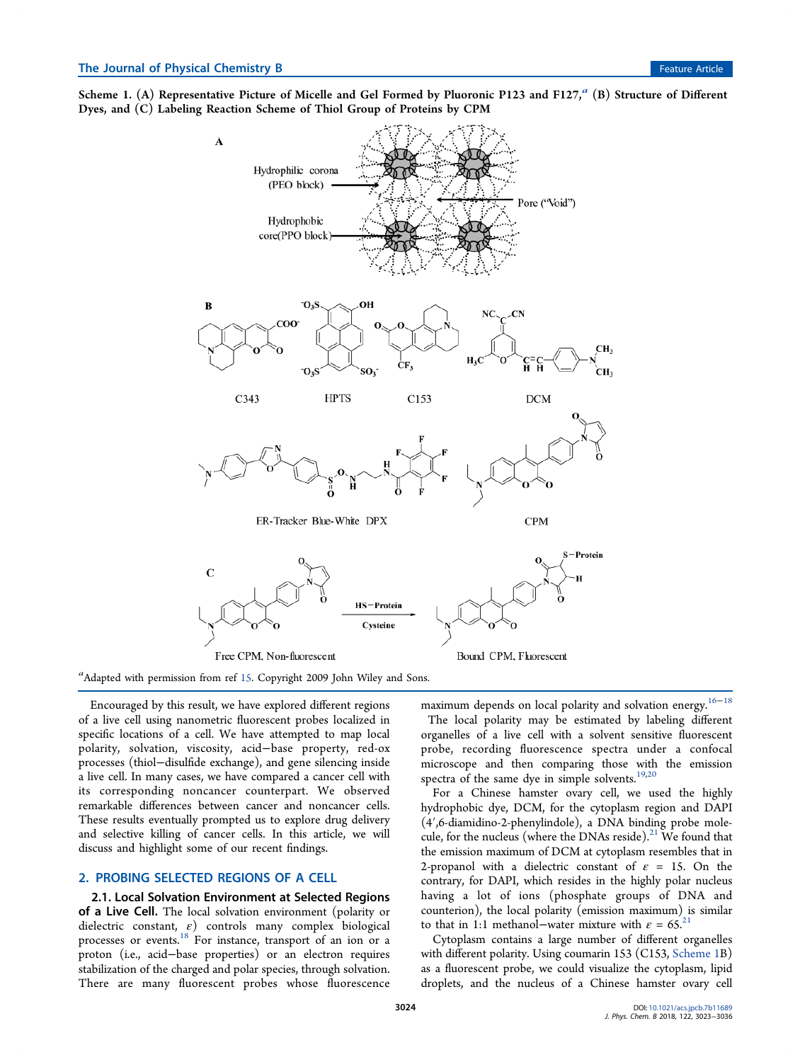Scheme 1. (A) Representative Picture of Micelle and Gel Formed by Pluronic P123 and F127,[a] (B) Structure of Different Dyes, and (C) Labeling Reaction Scheme of Thiol Group of Proteins by CPM

[a]Adapted with permission from ref 15. Copyright 2009 John Wiley and Sons.

Encouraged by this result, we have explored different regions of a live cell using nanometric fluorescent probes localized in specific locations of a cell. We have attempted to map local polarity, solvation, viscosity, acid−base property, red-ox processes (thiol−disulfide exchange), and gene silencing inside a live cell. In many cases, we have compared a cancer cell with its corresponding noncancer counterpart. We observed remarkable differences between cancer and noncancer cells. These results eventually prompted us to explore drug delivery and selective killing of cancer cells. In this article, we will discuss and highlight some of our recent findings.

## 2. PROBING SELECTED REGIONS OF A CELL

### 2.1. Local Solvation Environment at Selected Regions of a Live Cell.

The local solvation environment (polarity or dielectric constant, $\varepsilon$) controls many complex biological processes or events.[18] For instance, transport of an ion or a proton (i.e., acid−base properties) or an electron requires stabilization of the charged and polar species, through solvation. There are many fluorescent probes whose fluorescence maximum depends on local polarity and solvation energy.[16−18] The local polarity may be estimated by labeling different organelles of a live cell with a solvent sensitive fluorescent probe, recording fluorescence spectra under a confocal microscope and then comparing those with the emission spectra of the same dye in simple solvents.[19,20]

For a Chinese hamster ovary cell, we used the highly hydrophobic dye, DCM, for the cytoplasm region and DAPI (4′,6-diamidino-2-phenylindole), a DNA binding probe molecule, for the nucleus (where the DNAs reside).[21] We found that the emission maximum of DCM at cytoplasm resembles that in 2-propanol with a dielectric constant of $\varepsilon$ = 15. On the contrary, for DAPI, which resides in the highly polar nucleus having a lot of ions (phosphate groups of DNA and counterion), the local polarity (emission maximum) is similar to that in 1:1 methanol−water mixture with $\varepsilon$ = 65.[21]

Cytoplasm contains a large number of different organelles with different polarity. Using coumarin 153 (C153, Scheme 1B) as a fluorescent probe, we could visualize the cytoplasm, lipid droplets, and the nucleus of a Chinese hamster ovary cell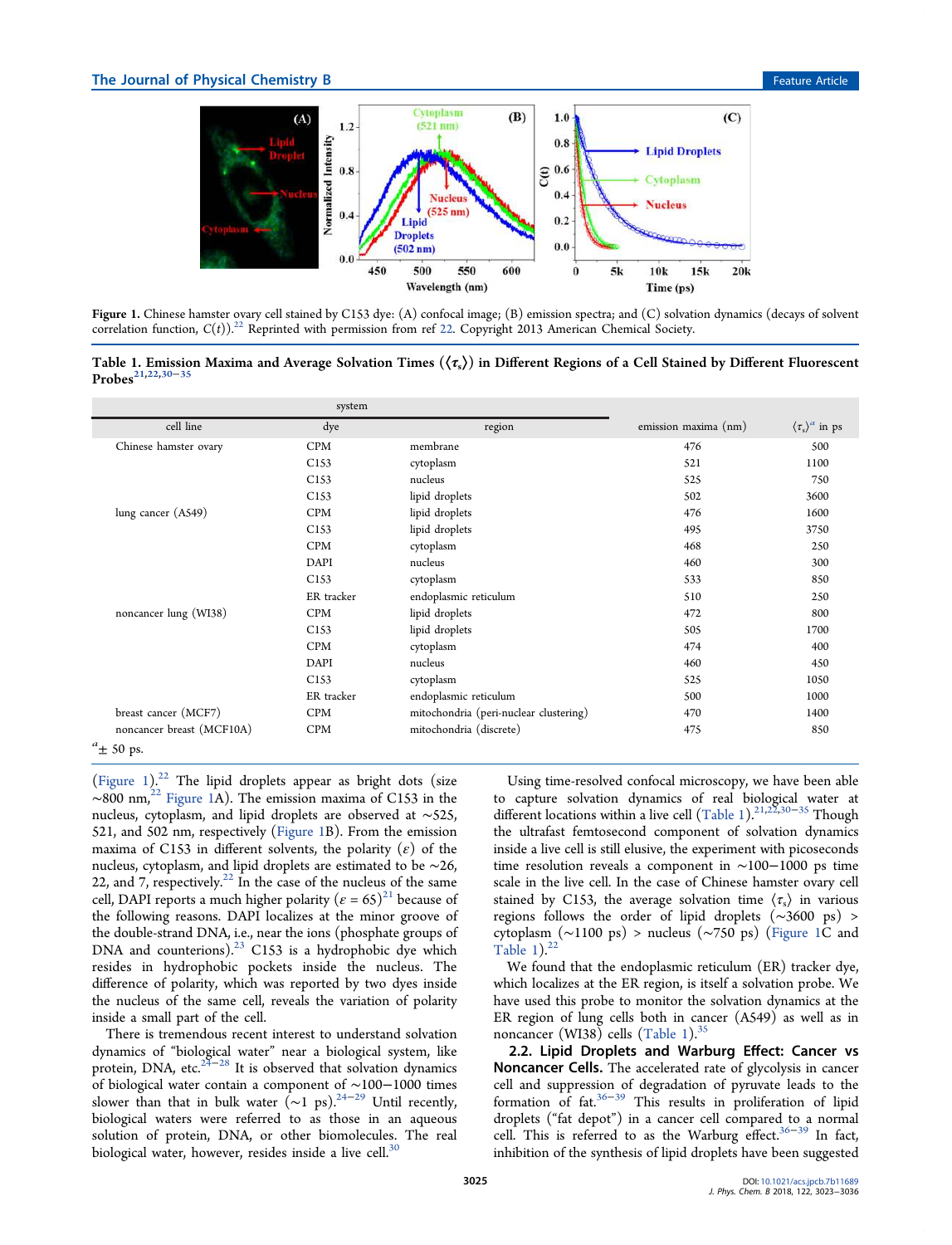Figure 1. Chinese hamster ovary cell stained by C153 dye: (A) confocal image; (B) emission spectra; and (C) solvation dynamics (decays of solvent correlation function, $C(t)$).[22] Reprinted with permission from ref 22. Copyright 2013 American Chemical Society.

Table 1. Emission Maxima and Average Solvation Times ($\langle\tau_s\rangle$) in Different Regions of a Cell Stained by Different Fluorescent Probes[21,22,30−35]

| system | | | | |
|---|---|---|---|---|
| cell line | dye | region | emission maxima (nm) | $\langle\tau_s\rangle^a$ in ps |
| Chinese hamster ovary | CPM | membrane | 476 | 500 |
| | C153 | cytoplasm | 521 | 1100 |
| | C153 | nucleus | 525 | 750 |
| | C153 | lipid droplets | 502 | 3600 |
| lung cancer (A549) | CPM | lipid droplets | 476 | 1600 |
| | C153 | lipid droplets | 495 | 3750 |
| | CPM | cytoplasm | 468 | 250 |
| | DAPI | nucleus | 460 | 300 |
| | C153 | cytoplasm | 533 | 850 |
| | ER tracker | endoplasmic reticulum | 510 | 250 |
| noncancer lung (WI38) | CPM | lipid droplets | 472 | 800 |
| | C153 | lipid droplets | 505 | 1700 |
| | CPM | cytoplasm | 474 | 400 |
| | DAPI | nucleus | 460 | 450 |
| | C153 | cytoplasm | 525 | 1050 |
| | ER tracker | endoplasmic reticulum | 500 | 1000 |
| breast cancer (MCF7) | CPM | mitochondria (peri-nuclear clustering) | 470 | 1400 |
| noncancer breast (MCF10A) | CPM | mitochondria (discrete) | 475 | 850 |

[a] ± 50 ps.

(Figure 1).[22] The lipid droplets appear as bright dots (size ~800 nm,[22] Figure 1A). The emission maxima of C153 in the nucleus, cytoplasm, and lipid droplets are observed at ~525, 521, and 502 nm, respectively (Figure 1B). From the emission maxima of C153 in different solvents, the polarity ($\varepsilon$) of the nucleus, cytoplasm, and lipid droplets are estimated to be ~26, 22, and 7, respectively.[22] In the case of the nucleus of the same cell, DAPI reports a much higher polarity ($\varepsilon = 65$)[21] because of the following reasons. DAPI localizes at the minor groove of the double-strand DNA, i.e., near the ions (phosphate groups of DNA and counterions).[23] C153 is a hydrophobic dye which resides in hydrophobic pockets inside the nucleus. The difference of polarity, which was reported by two dyes inside the nucleus of the same cell, reveals the variation of polarity inside a small part of the cell.

There is tremendous recent interest to understand solvation dynamics of "biological water" near a biological system, like protein, DNA, etc.[24−28] It is observed that solvation dynamics of biological water contain a component of ~100−1000 times slower than that in bulk water (~1 ps).[24−29] Until recently, biological waters were referred to as those in an aqueous solution of protein, DNA, or other biomolecules. The real biological water, however, resides inside a live cell.[30]

Using time-resolved confocal microscopy, we have been able to capture solvation dynamics of real biological water at different locations within a live cell (Table 1).[21,22,30−35] Though the ultrafast femtosecond component of solvation dynamics inside a live cell is still elusive, the experiment with picoseconds time resolution reveals a component in ~100−1000 ps time scale in the live cell. In the case of Chinese hamster ovary cell stained by C153, the average solvation time $\langle\tau_s\rangle$ in various regions follows the order of lipid droplets (~3600 ps) > cytoplasm (~1100 ps) > nucleus (~750 ps) (Figure 1C and Table 1).[22]

We found that the endoplasmic reticulum (ER) tracker dye, which localizes at the ER region, is itself a solvation probe. We have used this probe to monitor the solvation dynamics at the ER region of lung cells both in cancer (A549) as well as in noncancer (WI38) cells (Table 1).[35]

## 2.2. Lipid Droplets and Warburg Effect: Cancer vs Noncancer Cells.

The accelerated rate of glycolysis in cancer cell and suppression of degradation of pyruvate leads to the formation of fat.[36−39] This results in proliferation of lipid droplets ("fat depot") in a cancer cell compared to a normal cell. This is referred to as the Warburg effect.[36−39] In fact, inhibition of the synthesis of lipid droplets have been suggested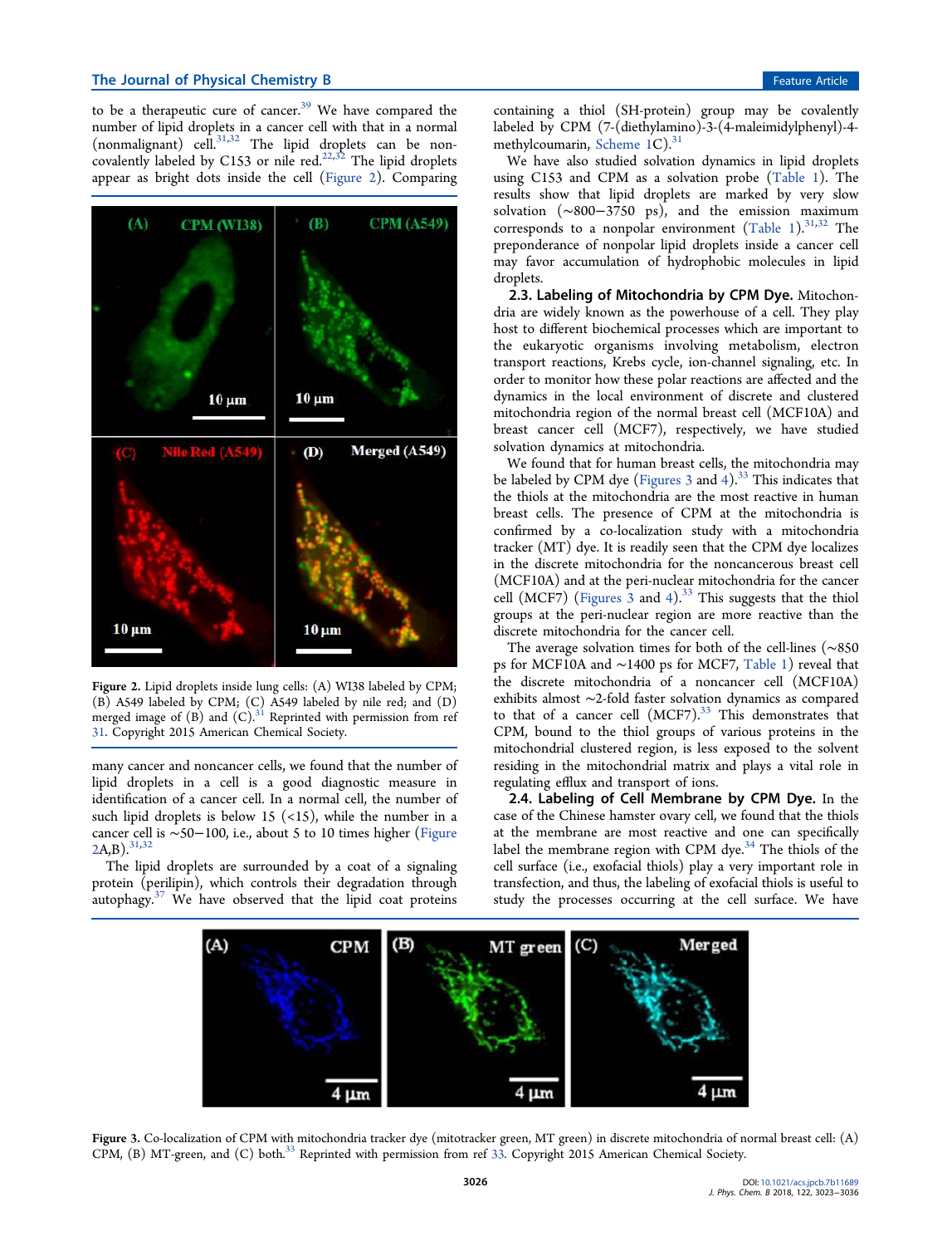to be a therapeutic cure of cancer.[39] We have compared the number of lipid droplets in a cancer cell with that in a normal (nonmalignant) cell.[31,32] The lipid droplets can be non-covalently labeled by C153 or nile red.[22,32] The lipid droplets appear as bright dots inside the cell (Figure 2). Comparing many cancer and noncancer cells, we found that the number of lipid droplets in a cell is a good diagnostic measure in identification of a cancer cell. In a normal cell, the number of such lipid droplets is below 15 (<15), while the number in a cancer cell is ~50−100, i.e., about 5 to 10 times higher (Figure 2A,B).[31,32]

Figure 2. Lipid droplets inside lung cells: (A) WI38 labeled by CPM; (B) A549 labeled by CPM; (C) A549 labeled by nile red; and (D) merged image of (B) and (C).[31] Reprinted with permission from ref 31. Copyright 2015 American Chemical Society.

The lipid droplets are surrounded by a coat of a signaling protein (perilipin), which controls their degradation through autophagy.[37] We have observed that the lipid coat proteins containing a thiol (SH-protein) group may be covalently labeled by CPM (7-(diethylamino)-3-(4-maleimidylphenyl)-4-methylcoumarin, Scheme 1C).[31]

We have also studied solvation dynamics in lipid droplets using C153 and CPM as a solvation probe (Table 1). The results show that lipid droplets are marked by very slow solvation (~800−3750 ps), and the emission maximum corresponds to a nonpolar environment (Table 1).[31,32] The preponderance of nonpolar lipid droplets inside a cancer cell may favor accumulation of hydrophobic molecules in lipid droplets.

### 2.3. Labeling of Mitochondria by CPM Dye.

Mitochondria are widely known as the powerhouse of a cell. They play host to different biochemical processes which are important to the eukaryotic organisms involving metabolism, electron transport reactions, Krebs cycle, ion-channel signaling, etc. In order to monitor how these polar reactions are affected and the dynamics in the local environment of discrete and clustered mitochondria region of the normal breast cell (MCF10A) and breast cancer cell (MCF7), respectively, we have studied solvation dynamics at mitochondria.

We found that for human breast cells, the mitochondria may be labeled by CPM dye (Figures 3 and 4).[33] This indicates that the thiols at the mitochondria are the most reactive in human breast cells. The presence of CPM at the mitochondria is confirmed by a co-localization study with a mitochondria tracker (MT) dye. It is readily seen that the CPM dye localizes in the discrete mitochondria for the noncancerous breast cell (MCF10A) and at the peri-nuclear mitochondria for the cancer cell (MCF7) (Figures 3 and 4).[33] This suggests that the thiol groups at the peri-nuclear region are more reactive than the discrete mitochondria for the cancer cell.

The average solvation times for both of the cell-lines (~850 ps for MCF10A and ~1400 ps for MCF7, Table 1) reveal that the discrete mitochondria of a noncancer cell (MCF10A) exhibits almost ~2-fold faster solvation dynamics as compared to that of a cancer cell (MCF7).[33] This demonstrates that CPM, bound to the thiol groups of various proteins in the mitochondrial clustered region, is less exposed to the solvent residing in the mitochondrial matrix and plays a vital role in regulating efflux and transport of ions.

### 2.4. Labeling of Cell Membrane by CPM Dye.

In the case of the Chinese hamster ovary cell, we found that the thiols at the membrane are most reactive and one can specifically label the membrane region with CPM dye.[34] The thiols of the cell surface (i.e., exofacial thiols) play a very important role in transfection, and thus, the labeling of exofacial thiols is useful to study the processes occurring at the cell surface. We have

Figure 3. Co-localization of CPM with mitochondria tracker dye (mitotracker green, MT green) in discrete mitochondria of normal breast cell: (A) CPM, (B) MT-green, and (C) both.[33] Reprinted with permission from ref 33. Copyright 2015 American Chemical Society.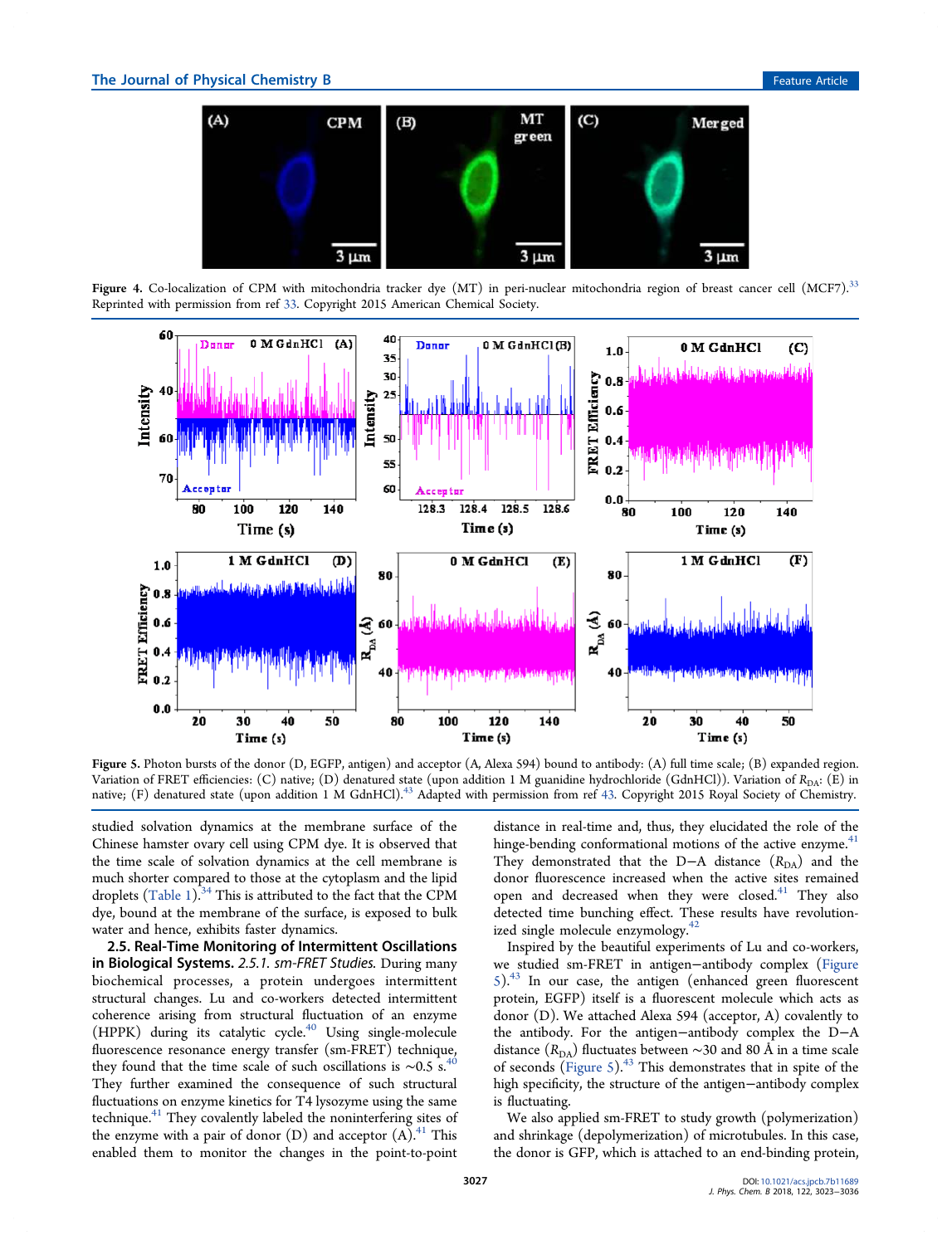Figure 4. Co-localization of CPM with mitochondria tracker dye (MT) in peri-nuclear mitochondria region of breast cancer cell (MCF7).[33] Reprinted with permission from ref 33. Copyright 2015 American Chemical Society.

Figure 5. Photon bursts of the donor (D, EGFP, antigen) and acceptor (A, Alexa 594) bound to antibody: (A) full time scale; (B) expanded region. Variation of FRET efficiencies: (C) native; (D) denatured state (upon addition 1 M guanidine hydrochloride (GdnHCl)). Variation of $R_{DA}$: (E) in native; (F) denatured state (upon addition 1 M GdnHCl).[43] Adapted with permission from ref 43. Copyright 2015 Royal Society of Chemistry.

studied solvation dynamics at the membrane surface of the Chinese hamster ovary cell using CPM dye. It is observed that the time scale of solvation dynamics at the cell membrane is much shorter compared to those at the cytoplasm and the lipid droplets (Table 1).[34] This is attributed to the fact that the CPM dye, bound at the membrane of the surface, is exposed to bulk water and hence, exhibits faster dynamics.

### 2.5. Real-Time Monitoring of Intermittent Oscillations in Biological Systems.

*2.5.1. sm-FRET Studies.* During many biochemical processes, a protein undergoes intermittent structural changes. Lu and co-workers detected intermittent coherence arising from structural fluctuation of an enzyme (HPPK) during its catalytic cycle.[40] Using single-molecule fluorescence resonance energy transfer (sm-FRET) technique, they found that the time scale of such oscillations is ∼0.5 s.[40] They further examined the consequence of such structural fluctuations on enzyme kinetics for T4 lysozyme using the same technique.[41] They covalently labeled the noninterfering sites of the enzyme with a pair of donor (D) and acceptor (A).[41] This enabled them to monitor the changes in the point-to-point distance in real-time and, thus, they elucidated the role of the hinge-bending conformational motions of the active enzyme.[41] They demonstrated that the D−A distance ($R_{DA}$) and the donor fluorescence increased when the active sites remained open and decreased when they were closed.[41] They also detected time bunching effect. These results have revolutionized single molecule enzymology.[42]

Inspired by the beautiful experiments of Lu and co-workers, we studied sm-FRET in antigen−antibody complex (Figure 5).[43] In our case, the antigen (enhanced green fluorescent protein, EGFP) itself is a fluorescent molecule which acts as donor (D). We attached Alexa 594 (acceptor, A) covalently to the antibody. For the antigen−antibody complex the D−A distance ($R_{DA}$) fluctuates between ∼30 and 80 Å in a time scale of seconds (Figure 5).[43] This demonstrates that in spite of the high specificity, the structure of the antigen−antibody complex is fluctuating.

We also applied sm-FRET to study growth (polymerization) and shrinkage (depolymerization) of microtubules. In this case, the donor is GFP, which is attached to an end-binding protein,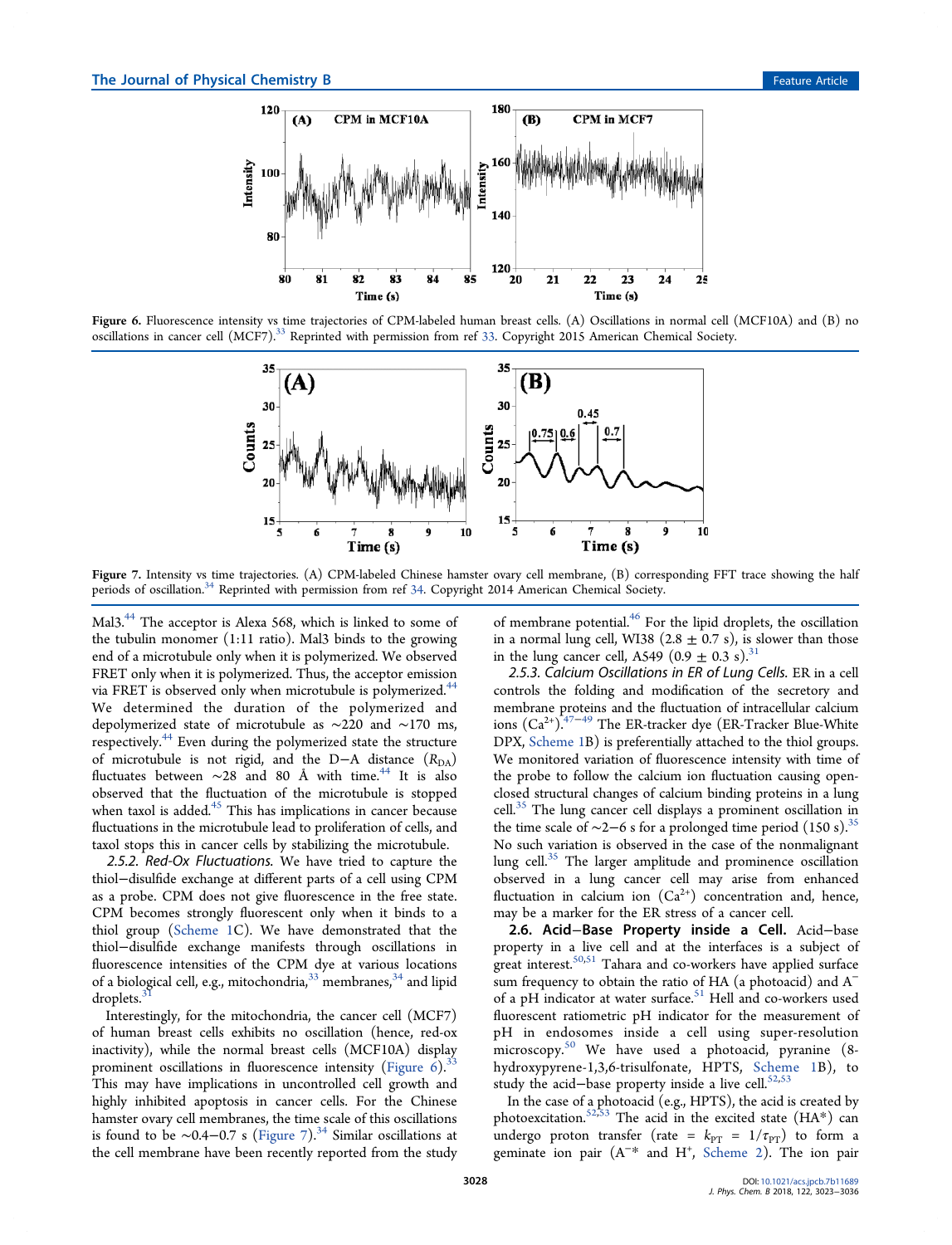Figure 6. Fluorescence intensity vs time trajectories of CPM-labeled human breast cells. (A) Oscillations in normal cell (MCF10A) and (B) no oscillations in cancer cell (MCF7).[33] Reprinted with permission from ref 33. Copyright 2015 American Chemical Society.

Figure 7. Intensity vs time trajectories. (A) CPM-labeled Chinese hamster ovary cell membrane, (B) corresponding FFT trace showing the half periods of oscillation.[34] Reprinted with permission from ref 34. Copyright 2014 American Chemical Society.

Mal3.[44] The acceptor is Alexa 568, which is linked to some of the tubulin monomer (1:11 ratio). Mal3 binds to the growing end of a microtubule only when it is polymerized. We observed FRET only when it is polymerized. Thus, the acceptor emission via FRET is observed only when microtubule is polymerized.[44] We determined the duration of the polymerized and depolymerized state of microtubule as ∼220 and ∼170 ms, respectively.[44] Even during the polymerized state the structure of microtubule is not rigid, and the D−A distance ($R_{DA}$) fluctuates between ∼28 and 80 Å with time.[44] It is also observed that the fluctuation of the microtubule is stopped when taxol is added.[45] This has implications in cancer because fluctuations in the microtubule lead to proliferation of cells, and taxol stops this in cancer cells by stabilizing the microtubule.

*2.5.2. Red-Ox Fluctuations.* We have tried to capture the thiol−disulfide exchange at different parts of a cell using CPM as a probe. CPM does not give fluorescence in the free state. CPM becomes strongly fluorescent only when it binds to a thiol group (Scheme 1C). We have demonstrated that the thiol−disulfide exchange manifests through oscillations in fluorescence intensities of the CPM dye at various locations of a biological cell, e.g., mitochondria,[33] membranes,[34] and lipid droplets.[31]

Interestingly, for the mitochondria, the cancer cell (MCF7) of human breast cells exhibits no oscillation (hence, red-ox inactivity), while the normal breast cells (MCF10A) display prominent oscillations in fluorescence intensity (Figure 6).[33] This may have implications in uncontrolled cell growth and highly inhibited apoptosis in cancer cells. For the Chinese hamster ovary cell membranes, the time scale of this oscillations is found to be ∼0.4−0.7 s (Figure 7).[34] Similar oscillations at the cell membrane have been recently reported from the study of membrane potential.[46] For the lipid droplets, the oscillation in a normal lung cell, WI38 (2.8 ± 0.7 s), is slower than those in the lung cancer cell, A549 (0.9 ± 0.3 s).[31]

*2.5.3. Calcium Oscillations in ER of Lung Cells.* ER in a cell controls the folding and modification of the secretory and membrane proteins and the fluctuation of intracellular calcium ions ($Ca^{2+}$).[47−49] The ER-tracker dye (ER-Tracker Blue-White DPX, Scheme 1B) is preferentially attached to the thiol groups. We monitored variation of fluorescence intensity with time of the probe to follow the calcium ion fluctuation causing open-closed structural changes of calcium binding proteins in a lung cell.[35] The lung cancer cell displays a prominent oscillation in the time scale of ∼2−6 s for a prolonged time period (150 s).[35] No such variation is observed in the case of the nonmalignant lung cell.[35] The larger amplitude and prominence oscillation observed in a lung cancer cell may arise from enhanced fluctuation in calcium ion ($Ca^{2+}$) concentration and, hence, may be a marker for the ER stress of a cancer cell.

**2.6. Acid−Base Property inside a Cell.** Acid−base property in a live cell and at the interfaces is a subject of great interest.[50,51] Tahara and co-workers have applied surface sum frequency to obtain the ratio of HA (a photoacid) and $A^-$ of a pH indicator at water surface.[51] Hell and co-workers used fluorescent ratiometric pH indicator for the measurement of pH in endosomes inside a cell using super-resolution microscopy.[50] We have used a photoacid, pyranine (8-hydroxypyrene-1,3,6-trisulfonate, HPTS, Scheme 1B), to study the acid−base property inside a live cell.[52,53]

In the case of a photoacid (e.g., HPTS), the acid is created by photoexcitation.[52,53] The acid in the excited state ($HA^*$) can undergo proton transfer (rate = $k_{PT}$ = $1/\tau_{PT}$) to form a geminate ion pair ($A^{-*}$ and $H^+$, Scheme 2). The ion pair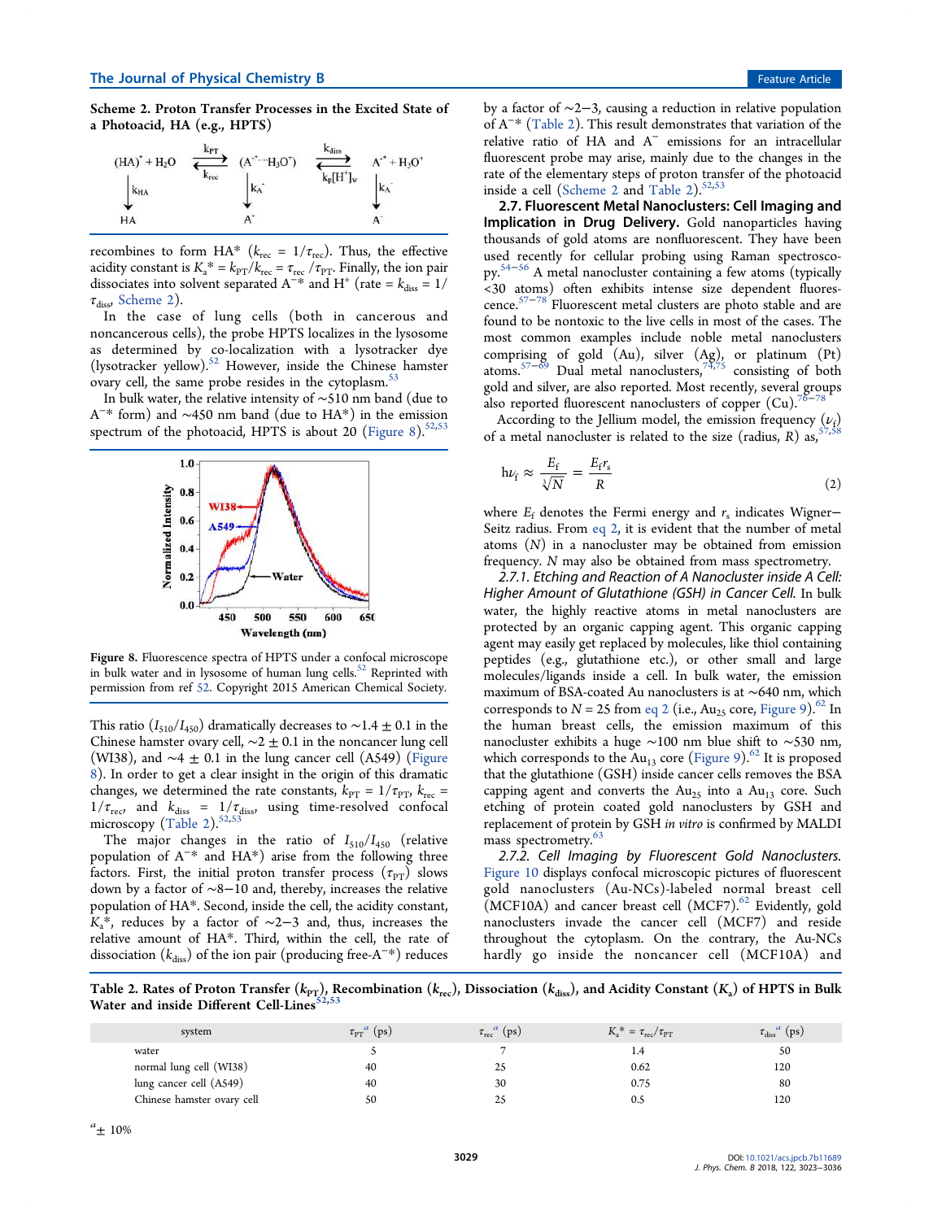**Scheme 2. Proton Transfer Processes in the Excited State of a Photoacid, HA (e.g., HPTS)**

$$(HA)^* + H_2O \underset{k_{rec}}{\overset{k_{PT}}{\rightleftharpoons}} (A^{-*}\cdots H_3O^+) \underset{k_p[H^+]_w}{\overset{k_{diss}}{\rightleftharpoons}} A^{-*} + H_3O^+$$

$$(HA)^* \xrightarrow{k_{HA}} HA \qquad (A^{-*}\cdots H_3O^+) \xrightarrow{k_{A^-}} A^- \qquad A^{-*} \xrightarrow{k_{A^-}} A^-$$

recombines to form HA* ($k_{rec} = 1/\tau_{rec}$). Thus, the effective acidity constant is $K_a^* = k_{PT}/k_{rec} = \tau_{rec}/\tau_{PT}$. Finally, the ion pair dissociates into solvent separated $A^{-*}$ and $H^+$ (rate = $k_{diss} = 1/\tau_{diss}$, Scheme 2).

In the case of lung cells (both in cancerous and noncancerous cells), the probe HPTS localizes in the lysosome as determined by co-localization with a lysotracker dye (lysotracker yellow).[52] However, inside the Chinese hamster ovary cell, the same probe resides in the cytoplasm.[53]

In bulk water, the relative intensity of ~510 nm band (due to $A^-$* form) and ~450 nm band (due to HA*) in the emission spectrum of the photoacid, HPTS is about 20 (Figure 8).[52,53]

Figure 8. Fluorescence spectra of HPTS under a confocal microscope in bulk water and in lysosome of human lung cells.[52] Reprinted with permission from ref 52. Copyright 2015 American Chemical Society.

This ratio ($I_{510}/I_{450}$) dramatically decreases to ~1.4 ± 0.1 in the Chinese hamster ovary cell, ~2 ± 0.1 in the noncancer lung cell (WI38), and ~4 ± 0.1 in the lung cancer cell (A549) (Figure 8). In order to get a clear insight in the origin of this dramatic changes, we determined the rate constants, $k_{PT} = 1/\tau_{PT}$, $k_{rec} = 1/\tau_{rec}$, and $k_{diss} = 1/\tau_{diss}$, using time-resolved confocal microscopy (Table 2).[52,53]

The major changes in the ratio of $I_{510}/I_{450}$ (relative population of $A^{-*}$ and HA*) arise from the following three factors. First, the initial proton transfer process ($\tau_{PT}$) slows down by a factor of ~8−10 and, thereby, increases the relative population of HA*. Second, inside the cell, the acidity constant, $K_a^*$, reduces by a factor of ~2−3 and, thus, increases the relative amount of HA*. Third, within the cell, the rate of dissociation ($k_{diss}$) of the ion pair (producing free-$A^{-*}$) reduces by a factor of ~2−3, causing a reduction in relative population of $A^{-*}$ (Table 2). This result demonstrates that variation of the relative ratio of HA and $A^-$ emissions for an intracellular fluorescent probe may arise, mainly due to the changes in the rate of the elementary steps of proton transfer of the photoacid inside a cell (Scheme 2 and Table 2).[52,53]

**Table 2. Rates of Proton Transfer ($k_{PT}$), Recombination ($k_{rec}$), Dissociation ($k_{diss}$), and Acidity Constant ($K_a$) of HPTS in Bulk Water and inside Different Cell-Lines**[52,53]

| system | $\tau_{PT}$[a] (ps) | $\tau_{rec}$[a] (ps) | $K_a^* = \tau_{rec}/\tau_{PT}$ | $\tau_{diss}$[a] (ps) |
|---|---|---|---|---|
| water | 5 | 7 | 1.4 | 50 |
| normal lung cell (WI38) | 40 | 25 | 0.62 | 120 |
| lung cancer cell (A549) | 40 | 30 | 0.75 | 80 |
| Chinese hamster ovary cell | 50 | 25 | 0.5 | 120 |

[a] ± 10%

## 2.7. Fluorescent Metal Nanoclusters: Cell Imaging and Implication in Drug Delivery.

Gold nanoparticles having thousands of gold atoms are nonfluorescent. They have been used recently for cellular probing using Raman spectroscopy.[54−56] A metal nanocluster containing a few atoms (typically <30 atoms) often exhibits intense size dependent fluorescence.[57−78] Fluorescent metal clusters are photo stable and are found to be nontoxic to the live cells in most of the cases. The most common examples include noble metal nanoclusters comprising of gold (Au), silver (Ag), or platinum (Pt) atoms.[57−69] Dual metal nanoclusters,[74,75] consisting of both gold and silver, are also reported. Most recently, several groups also reported fluorescent nanoclusters of copper (Cu).[76−78]

According to the Jellium model, the emission frequency ($\nu_f$) of a metal nanocluster is related to the size (radius, $R$) as,[57,58]

$$h\nu_f \approx \frac{E_f}{\sqrt[3]{N}} = \frac{E_f r_s}{R} \tag{2}$$

where $E_f$ denotes the Fermi energy and $r_s$ indicates Wigner−Seitz radius. From eq 2, it is evident that the number of metal atoms ($N$) in a nanocluster may be obtained from emission frequency. $N$ may also be obtained from mass spectrometry.

*2.7.1. Etching and Reaction of A Nanocluster inside A Cell: Higher Amount of Glutathione (GSH) in Cancer Cell.* In bulk water, the highly reactive atoms in metal nanoclusters are protected by an organic capping agent. This organic capping agent may easily get replaced by molecules, like thiol containing peptides (e.g., glutathione etc.), or other small and large molecules/ligands inside a cell. In bulk water, the emission maximum of BSA-coated Au nanoclusters is at ~640 nm, which corresponds to $N$ = 25 from eq 2 (i.e., $Au_{25}$ core, Figure 9).[62] In the human breast cells, the emission maximum of this nanocluster exhibits a huge ~100 nm blue shift to ~530 nm, which corresponds to the $Au_{13}$ core (Figure 9).[62] It is proposed that the glutathione (GSH) inside cancer cells removes the BSA capping agent and converts the $Au_{25}$ into a $Au_{13}$ core. Such etching of protein coated gold nanoclusters by GSH and replacement of protein by GSH *in vitro* is confirmed by MALDI mass spectrometry.[63]

*2.7.2. Cell Imaging by Fluorescent Gold Nanoclusters.* Figure 10 displays confocal microscopic pictures of fluorescent gold nanoclusters (Au-NCs)-labeled normal breast cell (MCF10A) and cancer breast cell (MCF7).[62] Evidently, gold nanoclusters invade the cancer cell (MCF7) and reside throughout the cytoplasm. On the contrary, the Au-NCs hardly go inside the noncancer cell (MCF10A) and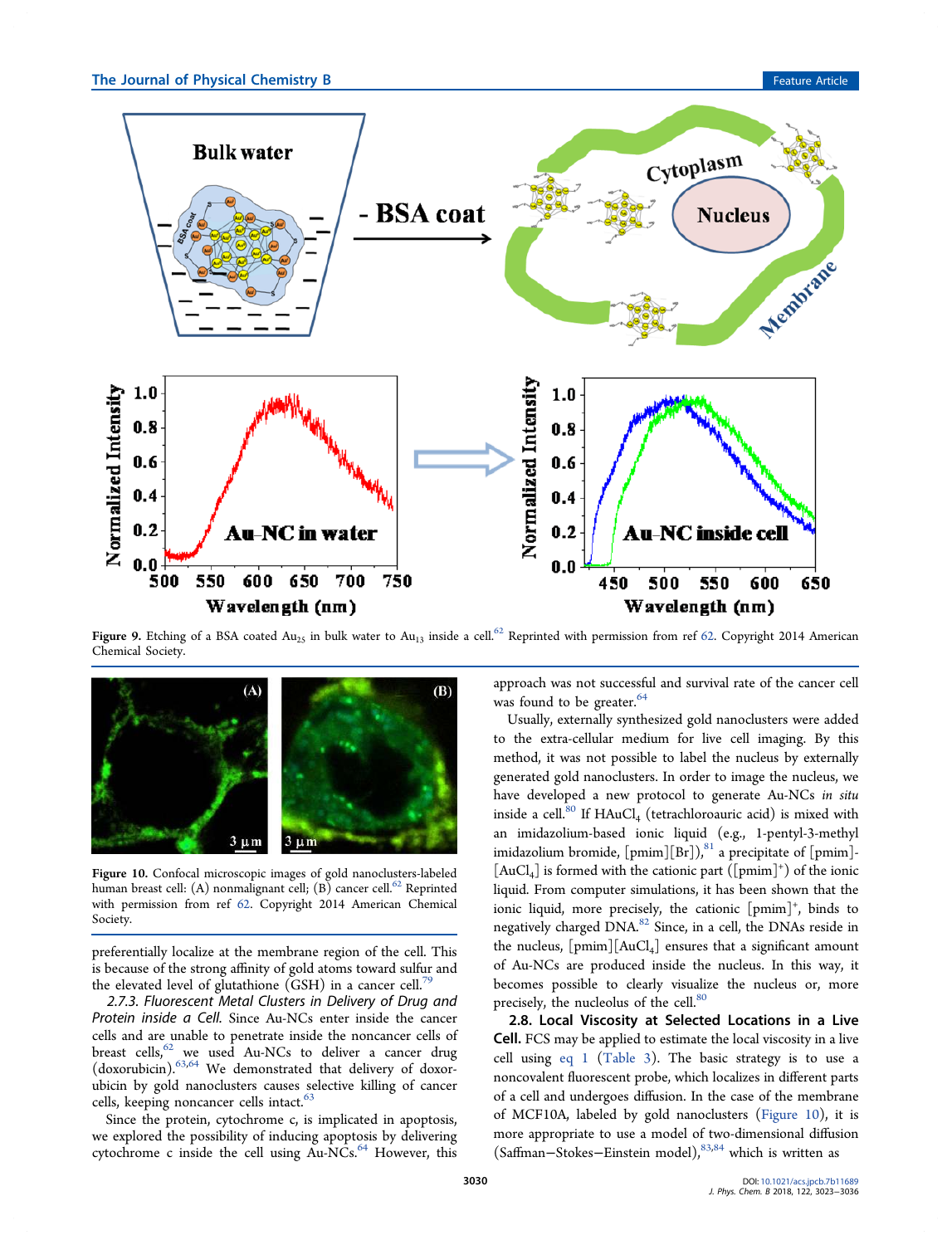Figure 9. Etching of a BSA coated $Au_{25}$ in bulk water to $Au_{13}$ inside a cell.[62] Reprinted with permission from ref 62. Copyright 2014 American Chemical Society.

Figure 10. Confocal microscopic images of gold nanoclusters-labeled human breast cell: (A) nonmalignant cell; (B) cancer cell.[62] Reprinted with permission from ref 62. Copyright 2014 American Chemical Society.

preferentially localize at the membrane region of the cell. This is because of the strong affinity of gold atoms toward sulfur and the elevated level of glutathione (GSH) in a cancer cell.[79]

### 2.7.3. Fluorescent Metal Clusters in Delivery of Drug and Protein inside a Cell.

Since Au-NCs enter inside the cancer cells and are unable to penetrate inside the noncancer cells of breast cells,[62] we used Au-NCs to deliver a cancer drug (doxorubicin).[63,64] We demonstrated that delivery of doxorubicin by gold nanoclusters causes selective killing of cancer cells, keeping noncancer cells intact.[63]

Since the protein, cytochrome c, is implicated in apoptosis, we explored the possibility of inducing apoptosis by delivering cytochrome c inside the cell using Au-NCs.[64] However, this approach was not successful and survival rate of the cancer cell was found to be greater.[64]

Usually, externally synthesized gold nanoclusters were added to the extra-cellular medium for live cell imaging. By this method, it was not possible to label the nucleus by externally generated gold nanoclusters. In order to image the nucleus, we have developed a new protocol to generate Au-NCs *in situ* inside a cell.[80] If $HAuCl_4$ (tetrachloroauric acid) is mixed with an imidazolium-based ionic liquid (e.g., 1-pentyl-3-methyl imidazolium bromide, [pmim][Br]),[81] a precipitate of [pmim]-[$AuCl_4$] is formed with the cationic part ([pmim]$^+$) of the ionic liquid. From computer simulations, it has been shown that the ionic liquid, more precisely, the cationic [pmim]$^+$, binds to negatively charged DNA.[82] Since, in a cell, the DNAs reside in the nucleus, [pmim][$AuCl_4$] ensures that a significant amount of Au-NCs are produced inside the nucleus. In this way, it becomes possible to clearly visualize the nucleus or, more precisely, the nucleolus of the cell.[80]

## 2.8. Local Viscosity at Selected Locations in a Live Cell.

FCS may be applied to estimate the local viscosity in a live cell using eq 1 (Table 3). The basic strategy is to use a noncovalent fluorescent probe, which localizes in different parts of a cell and undergoes diffusion. In the case of the membrane of MCF10A, labeled by gold nanoclusters (Figure 10), it is more appropriate to use a model of two-dimensional diffusion (Saffman−Stokes−Einstein model),[83,84] which is written as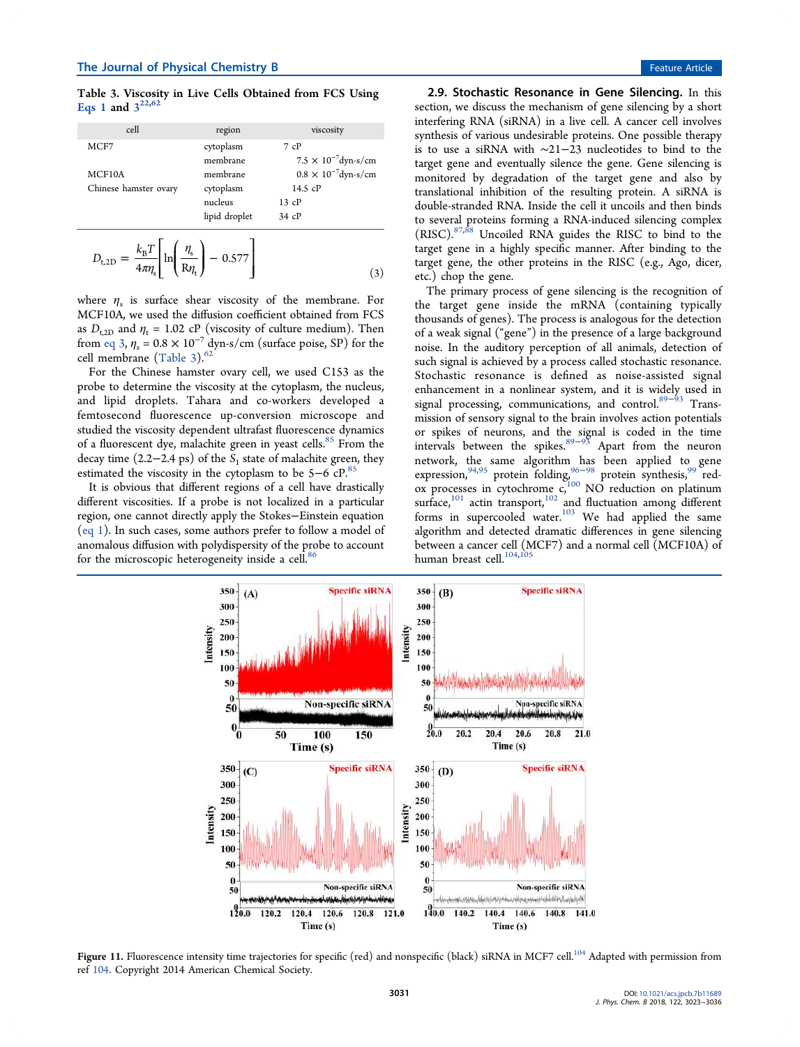**Table 3. Viscosity in Live Cells Obtained from FCS Using Eqs 1 and 3**[22,62]

| cell | region | viscosity |
|---|---|---|
| MCF7 | cytoplasm | 7 cP |
| | membrane | $7.5 \times 10^{-7}$dyn-s/cm |
| MCF10A | membrane | $0.8 \times 10^{-7}$dyn-s/cm |
| Chinese hamster ovary | cytoplasm | 14.5 cP |
| | nucleus | 13 cP |
| | lipid droplet | 34 cP |

$$D_{t,2D} = \frac{k_B T}{4\pi\eta_s}\left[\ln\left(\frac{\eta_s}{R\eta_t}\right) - 0.577\right] \tag{3}$$

where $\eta_s$ is surface shear viscosity of the membrane. For MCF10A, we used the diffusion coefficient obtained from FCS as $D_{t,2D}$ and $\eta_t$ = 1.02 cP (viscosity of culture medium). Then from eq 3, $\eta_s = 0.8 \times 10^{-7}$ dyn-s/cm (surface poise, SP) for the cell membrane (Table 3).[62]

For the Chinese hamster ovary cell, we used C153 as the probe to determine the viscosity at the cytoplasm, the nucleus, and lipid droplets. Tahara and co-workers developed a femtosecond fluorescence up-conversion microscope and studied the viscosity dependent ultrafast fluorescence dynamics of a fluorescent dye, malachite green in yeast cells.[85] From the decay time (2.2−2.4 ps) of the $S_1$ state of malachite green, they estimated the viscosity in the cytoplasm to be 5−6 cP.[85]

It is obvious that different regions of a cell have drastically different viscosities. If a probe is not localized in a particular region, one cannot directly apply the Stokes−Einstein equation (eq 1). In such cases, some authors prefer to follow a model of anomalous diffusion with polydispersity of the probe to account for the microscopic heterogeneity inside a cell.[86]

## 2.9. Stochastic Resonance in Gene Silencing.

In this section, we discuss the mechanism of gene silencing by a short interfering RNA (siRNA) in a live cell. A cancer cell involves synthesis of various undesirable proteins. One possible therapy is to use a siRNA with ∼21−23 nucleotides to bind to the target gene and eventually silence the gene. Gene silencing is monitored by degradation of the target gene and also by translational inhibition of the resulting protein. A siRNA is double-stranded RNA. Inside the cell it uncoils and then binds to several proteins forming a RNA-induced silencing complex (RISC).[87,88] Uncoiled RNA guides the RISC to bind to the target gene in a highly specific manner. After binding to the target gene, the other proteins in the RISC (e.g., Ago, dicer, etc.) chop the gene.

The primary process of gene silencing is the recognition of the target gene inside the mRNA (containing typically thousands of genes). The process is analogous for the detection of a weak signal ("gene") in the presence of a large background noise. In the auditory perception of all animals, detection of such signal is achieved by a process called stochastic resonance. Stochastic resonance is defined as noise-assisted signal enhancement in a nonlinear system, and it is widely used in signal processing, communications, and control.[89−93] Transmission of sensory signal to the brain involves action potentials or spikes of neurons, and the signal is coded in the time intervals between the spikes.[89−93] Apart from the neuron network, the same algorithm has been applied to gene expression,[94,95] protein folding,[96−98] protein synthesis,[99] redox processes in cytochrome c,[100] NO reduction on platinum surface,[101] actin transport,[102] and fluctuation among different forms in supercooled water.[103] We had applied the same algorithm and detected dramatic differences in gene silencing between a cancer cell (MCF7) and a normal cell (MCF10A) of human breast cell.[104,105]

Figure 11. Fluorescence intensity time trajectories for specific (red) and nonspecific (black) siRNA in MCF7 cell.[104] Adapted with permission from ref 104. Copyright 2014 American Chemical Society.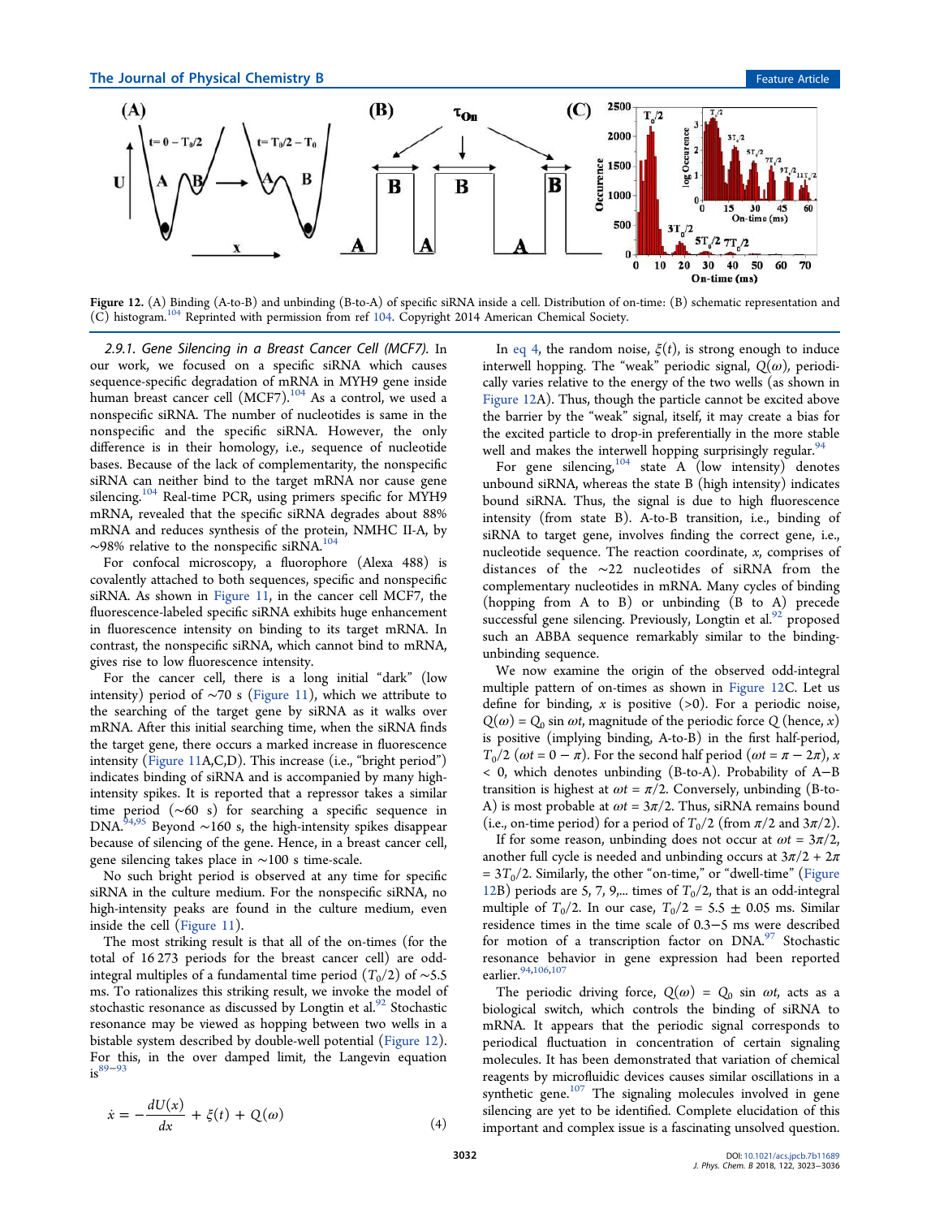Figure 12. (A) Binding (A-to-B) and unbinding (B-to-A) of specific siRNA inside a cell. Distribution of on-time: (B) schematic representation and (C) histogram.[104] Reprinted with permission from ref 104. Copyright 2014 American Chemical Society.

### 2.9.1. Gene Silencing in a Breast Cancer Cell (MCF7).

In our work, we focused on a specific siRNA which causes sequence-specific degradation of mRNA in MYH9 gene inside human breast cancer cell (MCF7).[104] As a control, we used a nonspecific siRNA. The number of nucleotides is same in the nonspecific and the specific siRNA. However, the only difference is in their homology, i.e., sequence of nucleotide bases. Because of the lack of complementarity, the nonspecific siRNA can neither bind to the target mRNA nor cause gene silencing.[104] Real-time PCR, using primers specific for MYH9 mRNA, revealed that the specific siRNA degrades about 88% mRNA and reduces synthesis of the protein, NMHC II-A, by ~98% relative to the nonspecific siRNA.[104]

For confocal microscopy, a fluorophore (Alexa 488) is covalently attached to both sequences, specific and nonspecific siRNA. As shown in Figure 11, in the cancer cell MCF7, the fluorescence-labeled specific siRNA exhibits huge enhancement in fluorescence intensity on binding to its target mRNA. In contrast, the nonspecific siRNA, which cannot bind to mRNA, gives rise to low fluorescence intensity.

For the cancer cell, there is a long initial "dark" (low intensity) period of ~70 s (Figure 11), which we attribute to the searching of the target gene by siRNA as it walks over mRNA. After this initial searching time, when the siRNA finds the target gene, there occurs a marked increase in fluorescence intensity (Figure 11A,C,D). This increase (i.e., "bright period") indicates binding of siRNA and is accompanied by many high-intensity spikes. It is reported that a repressor takes a similar time period (~60 s) for searching a specific sequence in DNA.[94,95] Beyond ~160 s, the high-intensity spikes disappear because of silencing of the gene. Hence, in a breast cancer cell, gene silencing takes place in ~100 s time-scale.

No such bright period is observed at any time for specific siRNA in the culture medium. For the nonspecific siRNA, no high-intensity peaks are found in the culture medium, even inside the cell (Figure 11).

The most striking result is that all of the on-times (for the total of 16 273 periods for the breast cancer cell) are odd-integral multiples of a fundamental time period ($T_0/2$) of ~5.5 ms. To rationalize this striking result, we invoke the model of stochastic resonance as discussed by Longtin et al.[92] Stochastic resonance may be viewed as hopping between two wells in a bistable system described by double-well potential (Figure 12). For this, in the over damped limit, the Langevin equation is[89−93]

$$\dot{x} = -\frac{dU(x)}{dx} + \xi(t) + Q(\omega) \tag{4}$$

In eq 4, the random noise, $\xi(t)$, is strong enough to induce interwell hopping. The "weak" periodic signal, $Q(\omega)$, periodically varies relative to the energy of the two wells (as shown in Figure 12A). Thus, though the particle cannot be excited above the barrier by the "weak" signal, itself, it may create a bias for the excited particle to drop-in preferentially in the more stable well and makes the interwell hopping surprisingly regular.[94]

For gene silencing,[104] state A (low intensity) denotes unbound siRNA, whereas the state B (high intensity) indicates bound siRNA. Thus, the signal is due to high fluorescence intensity (from state B). A-to-B transition, i.e., binding of siRNA to target gene, involves finding the correct gene, i.e., nucleotide sequence. The reaction coordinate, $x$, comprises of distances of the ~22 nucleotides of siRNA from the complementary nucleotides in mRNA. Many cycles of binding (hopping from A to B) or unbinding (B to A) precede successful gene silencing. Previously, Longtin et al.[92] proposed such an ABBA sequence remarkably similar to the binding-unbinding sequence.

We now examine the origin of the observed odd-integral multiple pattern of on-times as shown in Figure 12C. Let us define for binding, $x$ is positive (>0). For a periodic noise, $Q(\omega) = Q_0 \sin \omega t$, magnitude of the periodic force $Q$ (hence, $x$) is positive (implying binding, A-to-B) in the first half-period, $T_0/2$ ($\omega t = 0 - \pi$). For the second half period ($\omega t = \pi - 2\pi$), $x < 0$, which denotes unbinding (B-to-A). Probability of A−B transition is highest at $\omega t = \pi/2$. Conversely, unbinding (B-to-A) is most probable at $\omega t = 3\pi/2$. Thus, siRNA remains bound (i.e., on-time period) for a period of $T_0/2$ (from $\pi/2$ and $3\pi/2$).

If for some reason, unbinding does not occur at $\omega t = 3\pi/2$, another full cycle is needed and unbinding occurs at $3\pi/2 + 2\pi = 3T_0/2$. Similarly, the other "on-time," or "dwell-time" (Figure 12B) periods are 5, 7, 9,... times of $T_0/2$, that is an odd-integral multiple of $T_0/2$. In our case, $T_0/2 = 5.5 \pm 0.05$ ms. Similar residence times in the time scale of 0.3−5 ms were described for motion of a transcription factor on DNA.[97] Stochastic resonance behavior in gene expression had been reported earlier.[94,106,107]

The periodic driving force, $Q(\omega) = Q_0 \sin \omega t$, acts as a biological switch, which controls the binding of siRNA to mRNA. It appears that the periodic signal corresponds to periodical fluctuation in concentration of certain signaling molecules. It has been demonstrated that variation of chemical reagents by microfluidic devices causes similar oscillations in a synthetic gene.[107] The signaling molecules involved in gene silencing are yet to be identified. Complete elucidation of this important and complex issue is a fascinating unsolved question.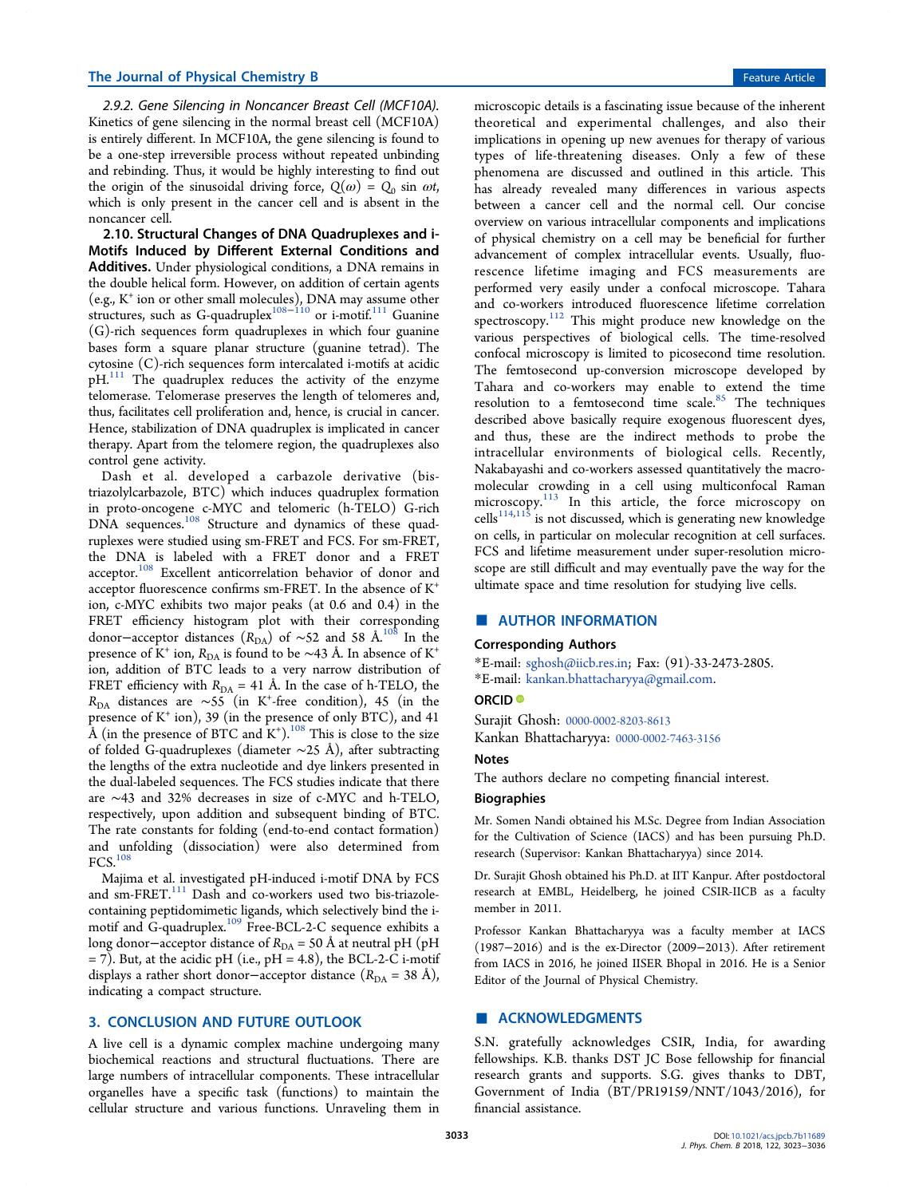*2.9.2. Gene Silencing in Noncancer Breast Cell (MCF10A).* Kinetics of gene silencing in the normal breast cell (MCF10A) is entirely different. In MCF10A, the gene silencing is found to be a one-step irreversible process without repeated unbinding and rebinding. Thus, it would be highly interesting to find out the origin of the sinusoidal driving force, $Q(\omega) = Q_0 \sin \omega t$, which is only present in the cancer cell and is absent in the noncancer cell.

**2.10. Structural Changes of DNA Quadruplexes and i-Motifs Induced by Different External Conditions and Additives.** Under physiological conditions, a DNA remains in the double helical form. However, on addition of certain agents (e.g., $K^+$ ion or other small molecules), DNA may assume other structures, such as G-quadruplex[108−110] or i-motif.[111] Guanine (G)-rich sequences form quadruplexes in which four guanine bases form a square planar structure (guanine tetrad). The cytosine (C)-rich sequences form intercalated i-motifs at acidic pH.[111] The quadruplex reduces the activity of the enzyme telomerase. Telomerase preserves the length of telomeres and, thus, facilitates cell proliferation and, hence, is crucial in cancer. Hence, stabilization of DNA quadruplex is implicated in cancer therapy. Apart from the telomere region, the quadruplexes also control gene activity.

Dash et al. developed a carbazole derivative (bis-triazolylcarbazole, BTC) which induces quadruplex formation in proto-oncogene c-MYC and telomeric (h-TELO) G-rich DNA sequences.[108] Structure and dynamics of these quadruplexes were studied using sm-FRET and FCS. For sm-FRET, the DNA is labeled with a FRET donor and a FRET acceptor.[108] Excellent anticorrelation behavior of donor and acceptor fluorescence confirms sm-FRET. In the absence of $K^+$ ion, c-MYC exhibits two major peaks (at 0.6 and 0.4) in the FRET efficiency histogram plot with their corresponding donor−acceptor distances ($R_{DA}$) of ∼52 and 58 Å.[108] In the presence of $K^+$ ion, $R_{DA}$ is found to be ∼43 Å. In the absence of $K^+$ ion, addition of BTC leads to a very narrow distribution of FRET efficiency with $R_{DA}$ = 41 Å. In the case of h-TELO, the $R_{DA}$ distances are ∼55 (in $K^+$-free condition), 45 (in the presence of $K^+$ ion), 39 (in the presence of only BTC), and 41 Å (in the presence of BTC and $K^+$).[108] This is close to the size of folded G-quadruplexes (diameter ∼25 Å), after subtracting the lengths of the extra nucleotide and dye linkers presented in the dual-labeled sequences. The FCS studies indicate that there are ∼43 and 32% decreases in size of c-MYC and h-TELO, respectively, upon addition and subsequent binding of BTC. The rate constants for folding (end-to-end contact formation) and unfolding (dissociation) were also determined from FCS.[108]

Majima et al. investigated pH-induced i-motif DNA by FCS and sm-FRET.[111] Dash and co-workers used two bis-triazole-containing peptidomimetic ligands, which selectively bind the i-motif and G-quadruplex.[109] Free-BCL-2-C sequence exhibits a long donor−acceptor distance of $R_{DA}$ = 50 Å at neutral pH (pH = 7). But, at the acidic pH (i.e., pH = 4.8), the BCL-2-C i-motif displays a rather short donor−acceptor distance ($R_{DA}$ = 38 Å), indicating a compact structure.

## 3. CONCLUSION AND FUTURE OUTLOOK

A live cell is a dynamic complex machine undergoing many biochemical reactions and structural fluctuations. There are large numbers of intracellular components. These intracellular organelles have a specific task (functions) to maintain the cellular structure and various functions. Unraveling them in microscopic details is a fascinating issue because of the inherent theoretical and experimental challenges, and also their implications in opening up new avenues for therapy of various types of life-threatening diseases. Only a few of these phenomena are discussed and outlined in this article. This has already revealed many differences in various aspects between a cancer cell and the normal cell. Our concise overview on various intracellular components and implications of physical chemistry on a cell may be beneficial for further advancement of complex intracellular events. Usually, fluorescence lifetime imaging and FCS measurements are performed very easily under a confocal microscope. Tahara and co-workers introduced fluorescence lifetime correlation spectroscopy.[112] This might produce new knowledge on the various perspectives of biological cells. The time-resolved confocal microscopy is limited to picosecond time resolution. The femtosecond up-conversion microscope developed by Tahara and co-workers may enable to extend the time resolution to a femtosecond time scale.[85] The techniques described above basically require exogenous fluorescent dyes, and thus, these are the indirect methods to probe the intracellular environments of biological cells. Recently, Nakabayashi and co-workers assessed quantitatively the macromolecular crowding in a cell using multiconfocal Raman microscopy.[113] In this article, the force microscopy on cells[114,115] is not discussed, which is generating new knowledge on cells, in particular on molecular recognition at cell surfaces. FCS and lifetime measurement under super-resolution microscope are still difficult and may eventually pave the way for the ultimate space and time resolution for studying live cells.

## AUTHOR INFORMATION

### Corresponding Authors

*E-mail: sghosh@iicb.res.in; Fax: (91)-33-2473-2805.

*E-mail: kankan.bhattacharyya@gmail.com.

### ORCID

Surajit Ghosh: 0000-0002-8203-8613

Kankan Bhattacharyya: 0000-0002-7463-3156

### Notes

The authors declare no competing financial interest.

### Biographies

Mr. Somen Nandi obtained his M.Sc. Degree from Indian Association for the Cultivation of Science (IACS) and has been pursuing Ph.D. research (Supervisor: Kankan Bhattacharyya) since 2014.

Dr. Surajit Ghosh obtained his Ph.D. at IIT Kanpur. After postdoctoral research at EMBL, Heidelberg, he joined CSIR-IICB as a faculty member in 2011.

Professor Kankan Bhattacharyya was a faculty member at IACS (1987−2016) and is the ex-Director (2009−2013). After retirement from IACS in 2016, he joined IISER Bhopal in 2016. He is a Senior Editor of the Journal of Physical Chemistry.

## ACKNOWLEDGMENTS

S.N. gratefully acknowledges CSIR, India, for awarding fellowships. K.B. thanks DST JC Bose fellowship for financial research grants and supports. S.G. gives thanks to DBT, Government of India (BT/PR19159/NNT/1043/2016), for financial assistance.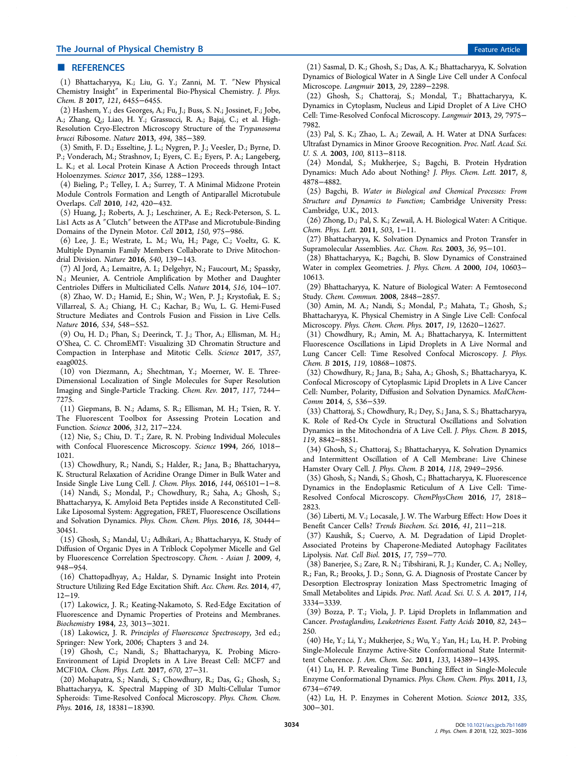## ■ REFERENCES

(1) Bhattacharyya, K.; Liu, G. Y.; Zanni, M. T. "New Physical Chemistry Insight" in Experimental Bio-Physical Chemistry. *J. Phys. Chem. B* **2017**, *121*, 6455−6455.

(2) Hashem, Y.; des Georges, A.; Fu, J.; Buss, S. N.; Jossinet, F.; Jobe, A.; Zhang, Q.; Liao, H. Y.; Grassucci, R. A.; Bajaj, C.; et al. High-Resolution Cryo-Electron Microscopy Structure of the *Trypanosoma brucei* Ribosome. *Nature* **2013**, *494*, 385−389.

(3) Smith, F. D.; Esseltine, J. L.; Nygren, P. J.; Veesler, D.; Byrne, D. P.; Vonderach, M.; Strashnov, I.; Eyers, C. E.; Eyers, P. A.; Langeberg, L. K.; et al. Local Protein Kinase A Action Proceeds through Intact Holoenzymes. *Science* **2017**, *356*, 1288−1293.

(4) Bieling, P.; Telley, I. A.; Surrey, T. A Minimal Midzone Protein Module Controls Formation and Length of Antiparallel Microtubule Overlaps. *Cell* **2010**, *142*, 420−432.

(5) Huang, J.; Roberts, A. J.; Leschziner, A. E.; Reck-Peterson, S. L. Lis1 Acts as A "Clutch" between the ATPase and Microtubule-Binding Domains of the Dynein Motor. *Cell* **2012**, *150*, 975−986.

(6) Lee, J. E.; Westrate, L. M.; Wu, H.; Page, C.; Voeltz, G. K. Multiple Dynamin Family Members Collaborate to Drive Mitochondrial Division. *Nature* **2016**, *540*, 139−143.

(7) Al Jord, A.; Lemaitre, A. I.; Delgehyr, N.; Faucourt, M.; Spassky, N.; Meunier, A. Centriole Amplification by Mother and Daughter Centrioles Differs in Multiciliated Cells. *Nature* **2014**, *516*, 104−107.

(8) Zhao, W. D.; Hamid, E.; Shin, W.; Wen, P. J.; Krystofiak, E. S.; Villarreal, S. A.; Chiang, H. C.; Kachar, B.; Wu, L. G. Hemi-Fused Structure Mediates and Controls Fusion and Fission in Live Cells. *Nature* **2016**, *534*, 548−552.

(9) Ou, H. D.; Phan, S.; Deerinck, T. J.; Thor, A.; Ellisman, M. H.; O'Shea, C. C. ChromEMT: Visualizing 3D Chromatin Structure and Compaction in Interphase and Mitotic Cells. *Science* **2017**, *357*, eaag0025.

(10) von Diezmann, A.; Shechtman, Y.; Moerner, W. E. Three-Dimensional Localization of Single Molecules for Super Resolution Imaging and Single-Particle Tracking. *Chem. Rev.* **2017**, *117*, 7244−7275.

(11) Giepmans, B. N.; Adams, S. R.; Ellisman, M. H.; Tsien, R. Y. The Fluorescent Toolbox for Assessing Protein Location and Function. *Science* **2006**, *312*, 217−224.

(12) Nie, S.; Chiu, D. T.; Zare, R. N. Probing Individual Molecules with Confocal Fluorescence Microscopy. *Science* **1994**, *266*, 1018−1021.

(13) Chowdhury, R.; Nandi, S.; Halder, R.; Jana, B.; Bhattacharyya, K. Structural Relaxation of Acridine Orange Dimer in Bulk Water and Inside Single Live Lung Cell. *J. Chem. Phys.* **2016**, *144*, 065101−1−8.

(14) Nandi, S.; Mondal, P.; Chowdhury, R.; Saha, A.; Ghosh, S.; Bhattacharyya, K. Amyloid Beta Peptides inside A Reconstituted Cell-Like Liposomal System: Aggregation, FRET, Fluorescence Oscillations and Solvation Dynamics. *Phys. Chem. Chem. Phys.* **2016**, *18*, 30444−30451.

(15) Ghosh, S.; Mandal, U.; Adhikari, A.; Bhattacharyya, K. Study of Diffusion of Organic Dyes in A Triblock Copolymer Micelle and Gel by Fluorescence Correlation Spectroscopy. *Chem. - Asian J.* **2009**, *4*, 948−954.

(16) Chattopadhyay, A.; Haldar, S. Dynamic Insight into Protein Structure Utilizing Red Edge Excitation Shift. *Acc. Chem. Res.* **2014**, *47*, 12−19.

(17) Lakowicz, J. R.; Keating-Nakamoto, S. Red-Edge Excitation of Fluorescence and Dynamic Properties of Proteins and Membranes. *Biochemistry* **1984**, *23*, 3013−3021.

(18) Lakowicz, J. R. *Principles of Fluorescence Spectroscopy*, 3rd ed.; Springer: New York, 2006; Chapters 3 and 24.

(19) Ghosh, C.; Nandi, S.; Bhattacharyya, K. Probing Micro-Environment of Lipid Droplets in A Live Breast Cell: MCF7 and MCF10A. *Chem. Phys. Lett.* **2017**, *670*, 27−31.

(20) Mohapatra, S.; Nandi, S.; Chowdhury, R.; Das, G.; Ghosh, S.; Bhattacharyya, K. Spectral Mapping of 3D Multi-Cellular Tumor Spheroids: Time-Resolved Confocal Microscopy. *Phys. Chem. Chem. Phys.* **2016**, *18*, 18381−18390.

(21) Sasmal, D. K.; Ghosh, S.; Das, A. K.; Bhattacharyya, K. Solvation Dynamics of Biological Water in A Single Live Cell under A Confocal Microscope. *Langmuir* **2013**, *29*, 2289−2298.

(22) Ghosh, S.; Chattoraj, S.; Mondal, T.; Bhattacharyya, K. Dynamics in Cytoplasm, Nucleus and Lipid Droplet of A Live CHO Cell: Time-Resolved Confocal Microscopy. *Langmuir* **2013**, *29*, 7975−7982.

(23) Pal, S. K.; Zhao, L. A.; Zewail, A. H. Water at DNA Surfaces: Ultrafast Dynamics in Minor Groove Recognition. *Proc. Natl. Acad. Sci. U. S. A.* **2003**, *100*, 8113−8118.

(24) Mondal, S.; Mukherjee, S.; Bagchi, B. Protein Hydration Dynamics: Much Ado about Nothing? *J. Phys. Chem. Lett.* **2017**, *8*, 4878−4882.

(25) Bagchi, B. *Water in Biological and Chemical Processes: From Structure and Dynamics to Function*; Cambridge University Press: Cambridge, U.K., 2013.

(26) Zhong, D.; Pal, S. K.; Zewail, A. H. Biological Water: A Critique. *Chem. Phys. Lett.* **2011**, *503*, 1−11.

(27) Bhattacharyya, K. Solvation Dynamics and Proton Transfer in Supramolecular Assemblies. *Acc. Chem. Res.* **2003**, *36*, 95−101.

(28) Bhattacharyya, K.; Bagchi, B. Slow Dynamics of Constrained Water in complex Geometries. *J. Phys. Chem. A* **2000**, *104*, 10603−10613.

(29) Bhattacharyya, K. Nature of Biological Water: A Femtosecond Study. *Chem. Commun.* **2008**, 2848−2857.

(30) Amin, M. A.; Nandi, S.; Mondal, P.; Mahata, T.; Ghosh, S.; Bhattacharyya, K. Physical Chemistry in A Single Live Cell: Confocal Microscopy. *Phys. Chem. Chem. Phys.* **2017**, *19*, 12620−12627.

(31) Chowdhury, R.; Amin, M. A.; Bhattacharyya, K. Intermittent Fluorescence Oscillations in Lipid Droplets in A Live Normal and Lung Cancer Cell: Time Resolved Confocal Microscopy. *J. Phys. Chem. B* **2015**, *119*, 10868−10875.

(32) Chowdhury, R.; Jana, B.; Saha, A.; Ghosh, S.; Bhattacharyya, K. Confocal Microscopy of Cytoplasmic Lipid Droplets in A Live Cancer Cell: Number, Polarity, Diffusion and Solvation Dynamics. *MedChemComm* **2014**, *5*, 536−539.

(33) Chattoraj, S.; Chowdhury, R.; Dey, S.; Jana, S. S.; Bhattacharyya, K. Role of Red-Ox Cycle in Structural Oscillations and Solvation Dynamics in the Mitochondria of A Live Cell. *J. Phys. Chem. B* **2015**, *119*, 8842−8851.

(34) Ghosh, S.; Chattoraj, S.; Bhattacharyya, K. Solvation Dynamics and Intermittent Oscillation of A Cell Membrane: Live Chinese Hamster Ovary Cell. *J. Phys. Chem. B* **2014**, *118*, 2949−2956.

(35) Ghosh, S.; Nandi, S.; Ghosh, C.; Bhattacharyya, K. Fluorescence Dynamics in the Endoplasmic Reticulum of A Live Cell: Time-Resolved Confocal Microscopy. *ChemPhysChem* **2016**, *17*, 2818−2823.

(36) Liberti, M. V.; Locasale, J. W. The Warburg Effect: How Does it Benefit Cancer Cells? *Trends Biochem. Sci.* **2016**, *41*, 211−218.

(37) Kaushik, S.; Cuervo, A. M. Degradation of Lipid Droplet-Associated Proteins by Chaperone-Mediated Autophagy Facilitates Lipolysis. *Nat. Cell Biol.* **2015**, *17*, 759−770.

(38) Banerjee, S.; Zare, R. N.; Tibshirani, R. J.; Kunder, C. A.; Nolley, R.; Fan, R.; Brooks, J. D.; Sonn, G. A. Diagnosis of Prostate Cancer by Desorption Electrospray Ionization Mass Spectrometric Imaging of Small Metabolites and Lipids. *Proc. Natl. Acad. Sci. U. S. A.* **2017**, *114*, 3334−3339.

(39) Bozza, P. T.; Viola, J. P. Lipid Droplets in Inflammation and Cancer. *Prostaglandins, Leukotrienes Essent. Fatty Acids* **2010**, *82*, 243−250.

(40) He, Y.; Li, Y.; Mukherjee, S.; Wu, Y.; Yan, H.; Lu, H. P. Probing Single-Molecule Enzyme Active-Site Conformational State Intermittent Coherence. *J. Am. Chem. Soc.* **2011**, *133*, 14389−14395.

(41) Lu, H. P. Revealing Time Bunching Effect in Single-Molecule Enzyme Conformational Dynamics. *Phys. Chem. Chem. Phys.* **2011**, *13*, 6734−6749.

(42) Lu, H. P. Enzymes in Coherent Motion. *Science* **2012**, *335*, 300−301.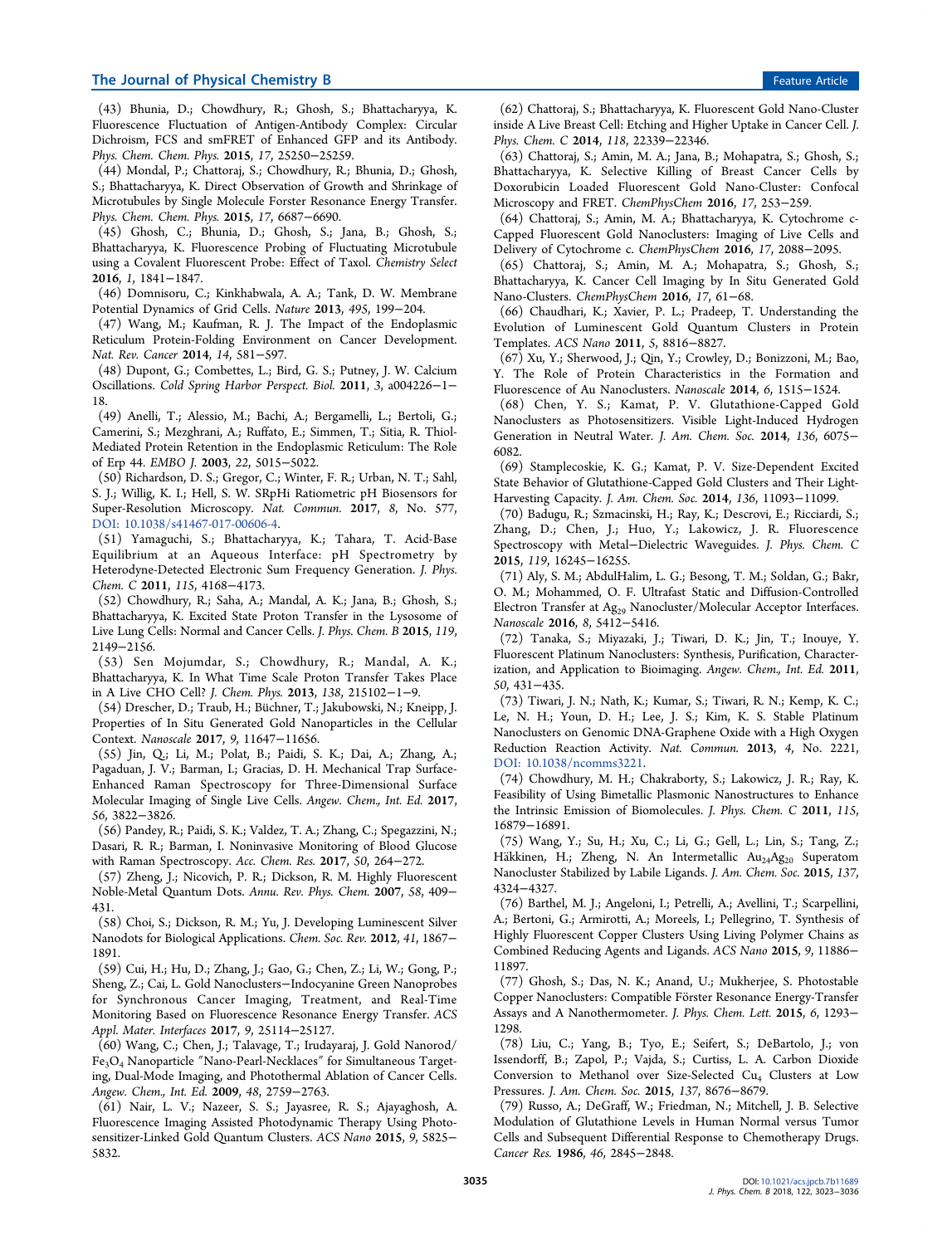(43) Bhunia, D.; Chowdhury, R.; Ghosh, S.; Bhattacharyya, K. Fluorescence Fluctuation of Antigen-Antibody Complex: Circular Dichroism, FCS and smFRET of Enhanced GFP and its Antibody. *Phys. Chem. Chem. Phys.* **2015**, *17*, 25250−25259.

(44) Mondal, P.; Chattoraj, S.; Chowdhury, R.; Bhunia, D.; Ghosh, S.; Bhattacharyya, K. Direct Observation of Growth and Shrinkage of Microtubules by Single Molecule Forster Resonance Energy Transfer. *Phys. Chem. Chem. Phys.* **2015**, *17*, 6687−6690.

(45) Ghosh, C.; Bhunia, D.; Ghosh, S.; Jana, B.; Ghosh, S.; Bhattacharyya, K. Fluorescence Probing of Fluctuating Microtubule using a Covalent Fluorescent Probe: Effect of Taxol. *Chemistry Select* **2016**, *1*, 1841−1847.

(46) Domnisoru, C.; Kinkhabwala, A. A.; Tank, D. W. Membrane Potential Dynamics of Grid Cells. *Nature* **2013**, *495*, 199−204.

(47) Wang, M.; Kaufman, R. J. The Impact of the Endoplasmic Reticulum Protein-Folding Environment on Cancer Development. *Nat. Rev. Cancer* **2014**, *14*, 581−597.

(48) Dupont, G.; Combettes, L.; Bird, G. S.; Putney, J. W. Calcium Oscillations. *Cold Spring Harbor Perspect. Biol.* **2011**, *3*, a004226−1− 18.

(49) Anelli, T.; Alessio, M.; Bachi, A.; Bergamelli, L.; Bertoli, G.; Camerini, S.; Mezghrani, A.; Ruffato, E.; Simmen, T.; Sitia, R. Thiol-Mediated Protein Retention in the Endoplasmic Reticulum: The Role of Erp 44. *EMBO J.* **2003**, *22*, 5015−5022.

(50) Richardson, D. S.; Gregor, C.; Winter, F. R.; Urban, N. T.; Sahl, S. J.; Willig, K. I.; Hell, S. W. SRpHi Ratiometric pH Biosensors for Super-Resolution Microscopy. *Nat. Commun.* **2017**, *8*, No. 577, DOI: 10.1038/s41467-017-00606-4.

(51) Yamaguchi, S.; Bhattacharyya, K.; Tahara, T. Acid-Base Equilibrium at an Aqueous Interface: pH Spectrometry by Heterodyne-Detected Electronic Sum Frequency Generation. *J. Phys. Chem. C* **2011**, *115*, 4168−4173.

(52) Chowdhury, R.; Saha, A.; Mandal, A. K.; Jana, B.; Ghosh, S.; Bhattacharyya, K. Excited State Proton Transfer in the Lysosome of Live Lung Cells: Normal and Cancer Cells. *J. Phys. Chem. B* **2015**, *119*, 2149−2156.

(53) Sen Mojumdar, S.; Chowdhury, R.; Mandal, A. K.; Bhattacharyya, K. In What Time Scale Proton Transfer Takes Place in A Live CHO Cell? *J. Chem. Phys.* **2013**, *138*, 215102−1−9.

(54) Drescher, D.; Traub, H.; Büchner, T.; Jakubowski, N.; Kneipp, J. Properties of In Situ Generated Gold Nanoparticles in the Cellular Context. *Nanoscale* **2017**, *9*, 11647−11656.

(55) Jin, Q.; Li, M.; Polat, B.; Paidi, S. K.; Dai, A.; Zhang, A.; Pagaduan, J. V.; Barman, I.; Gracias, D. H. Mechanical Trap Surface-Enhanced Raman Spectroscopy for Three-Dimensional Surface Molecular Imaging of Single Live Cells. *Angew. Chem., Int. Ed.* **2017**, *56*, 3822−3826.

(56) Pandey, R.; Paidi, S. K.; Valdez, T. A.; Zhang, C.; Spegazzini, N.; Dasari, R. R.; Barman, I. Noninvasive Monitoring of Blood Glucose with Raman Spectroscopy. *Acc. Chem. Res.* **2017**, *50*, 264−272.

(57) Zheng, J.; Nicovich, P. R.; Dickson, R. M. Highly Fluorescent Noble-Metal Quantum Dots. *Annu. Rev. Phys. Chem.* **2007**, *58*, 409− 431.

(58) Choi, S.; Dickson, R. M.; Yu, J. Developing Luminescent Silver Nanodots for Biological Applications. *Chem. Soc. Rev.* **2012**, *41*, 1867− 1891.

(59) Cui, H.; Hu, D.; Zhang, J.; Gao, G.; Chen, Z.; Li, W.; Gong, P.; Sheng, Z.; Cai, L. Gold Nanoclusters−Indocyanine Green Nanoprobes for Synchronous Cancer Imaging, Treatment, and Real-Time Monitoring Based on Fluorescence Resonance Energy Transfer. *ACS Appl. Mater. Interfaces* **2017**, *9*, 25114−25127.

(60) Wang, C.; Chen, J.; Talavage, T.; Irudayaraj, J. Gold Nanorod/$Fe_3O_4$ Nanoparticle "Nano-Pearl-Necklaces" for Simultaneous Targeting, Dual-Mode Imaging, and Photothermal Ablation of Cancer Cells. *Angew. Chem., Int. Ed.* **2009**, *48*, 2759−2763.

(61) Nair, L. V.; Nazeer, S. S.; Jayasree, R. S.; Ajayaghosh, A. Fluorescence Imaging Assisted Photodynamic Therapy Using Photosensitizer-Linked Gold Quantum Clusters. *ACS Nano* **2015**, *9*, 5825− 5832.

(62) Chattoraj, S.; Bhattacharyya, K. Fluorescent Gold Nano-Cluster inside A Live Breast Cell: Etching and Higher Uptake in Cancer Cell. *J. Phys. Chem. C* **2014**, *118*, 22339−22346.

(63) Chattoraj, S.; Amin, M. A.; Jana, B.; Mohapatra, S.; Ghosh, S.; Bhattacharyya, K. Selective Killing of Breast Cancer Cells by Doxorubicin Loaded Fluorescent Gold Nano-Cluster: Confocal Microscopy and FRET. *ChemPhysChem* **2016**, *17*, 253−259.

(64) Chattoraj, S.; Amin, M. A.; Bhattacharyya, K. Cytochrome c-Capped Fluorescent Gold Nanoclusters: Imaging of Live Cells and Delivery of Cytochrome c. *ChemPhysChem* **2016**, *17*, 2088−2095.

(65) Chattoraj, S.; Amin, M. A.; Mohapatra, S.; Ghosh, S.; Bhattacharyya, K. Cancer Cell Imaging by In Situ Generated Gold Nano-Clusters. *ChemPhysChem* **2016**, *17*, 61−68.

(66) Chaudhari, K.; Xavier, P. L.; Pradeep, T. Understanding the Evolution of Luminescent Gold Quantum Clusters in Protein Templates. *ACS Nano* **2011**, *5*, 8816−8827.

(67) Xu, Y.; Sherwood, J.; Qin, Y.; Crowley, D.; Bonizzoni, M.; Bao, Y. The Role of Protein Characteristics in the Formation and Fluorescence of Au Nanoclusters. *Nanoscale* **2014**, *6*, 1515−1524.

(68) Chen, Y. S.; Kamat, P. V. Glutathione-Capped Gold Nanoclusters as Photosensitizers. Visible Light-Induced Hydrogen Generation in Neutral Water. *J. Am. Chem. Soc.* **2014**, *136*, 6075− 6082.

(69) Stamplecoskie, K. G.; Kamat, P. V. Size-Dependent Excited State Behavior of Glutathione-Capped Gold Clusters and Their Light-Harvesting Capacity. *J. Am. Chem. Soc.* **2014**, *136*, 11093−11099.

(70) Badugu, R.; Szmacinski, H.; Ray, K.; Descrovi, E.; Ricciardi, S.; Zhang, D.; Chen, J.; Huo, Y.; Lakowicz, J. R. Fluorescence Spectroscopy with Metal−Dielectric Waveguides. *J. Phys. Chem. C* **2015**, *119*, 16245−16255.

(71) Aly, S. M.; AbdulHalim, L. G.; Besong, T. M.; Soldan, G.; Bakr, O. M.; Mohammed, O. F. Ultrafast Static and Diffusion-Controlled Electron Transfer at $Ag_{29}$ Nanocluster/Molecular Acceptor Interfaces. *Nanoscale* **2016**, *8*, 5412−5416.

(72) Tanaka, S.; Miyazaki, J.; Tiwari, D. K.; Jin, T.; Inouye, Y. Fluorescent Platinum Nanoclusters: Synthesis, Purification, Characterization, and Application to Bioimaging. *Angew. Chem., Int. Ed.* **2011**, *50*, 431−435.

(73) Tiwari, J. N.; Nath, K.; Kumar, S.; Tiwari, R. N.; Kemp, K. C.; Le, N. H.; Youn, D. H.; Lee, J. S.; Kim, K. S. Stable Platinum Nanoclusters on Genomic DNA-Graphene Oxide with a High Oxygen Reduction Reaction Activity. *Nat. Commun.* **2013**, *4*, No. 2221, DOI: 10.1038/ncomms3221.

(74) Chowdhury, M. H.; Chakraborty, S.; Lakowicz, J. R.; Ray, K. Feasibility of Using Bimetallic Plasmonic Nanostructures to Enhance the Intrinsic Emission of Biomolecules. *J. Phys. Chem. C* **2011**, *115*, 16879−16891.

(75) Wang, Y.; Su, H.; Xu, C.; Li, G.; Gell, L.; Lin, S.; Tang, Z.; Häkkinen, H.; Zheng, N. An Intermetallic $Au_{24}Ag_{20}$ Superatom Nanocluster Stabilized by Labile Ligands. *J. Am. Chem. Soc.* **2015**, *137*, 4324−4327.

(76) Barthel, M. J.; Angeloni, I.; Petrelli, A.; Avellini, T.; Scarpellini, A.; Bertoni, G.; Armirotti, A.; Moreels, I.; Pellegrino, T. Synthesis of Highly Fluorescent Copper Clusters Using Living Polymer Chains as Combined Reducing Agents and Ligands. *ACS Nano* **2015**, *9*, 11886− 11897.

(77) Ghosh, S.; Das, N. K.; Anand, U.; Mukherjee, S. Photostable Copper Nanoclusters: Compatible Förster Resonance Energy-Transfer Assays and A Nanothermometer. *J. Phys. Chem. Lett.* **2015**, *6*, 1293− 1298.

(78) Liu, C.; Yang, B.; Tyo, E.; Seifert, S.; DeBartolo, J.; von Issendorff, B.; Zapol, P.; Vajda, S.; Curtiss, L. A. Carbon Dioxide Conversion to Methanol over Size-Selected $Cu_4$ Clusters at Low Pressures. *J. Am. Chem. Soc.* **2015**, *137*, 8676−8679.

(79) Russo, A.; DeGraff, W.; Friedman, N.; Mitchell, J. B. Selective Modulation of Glutathione Levels in Human Normal versus Tumor Cells and Subsequent Differential Response to Chemotherapy Drugs. *Cancer Res.* **1986**, *46*, 2845−2848.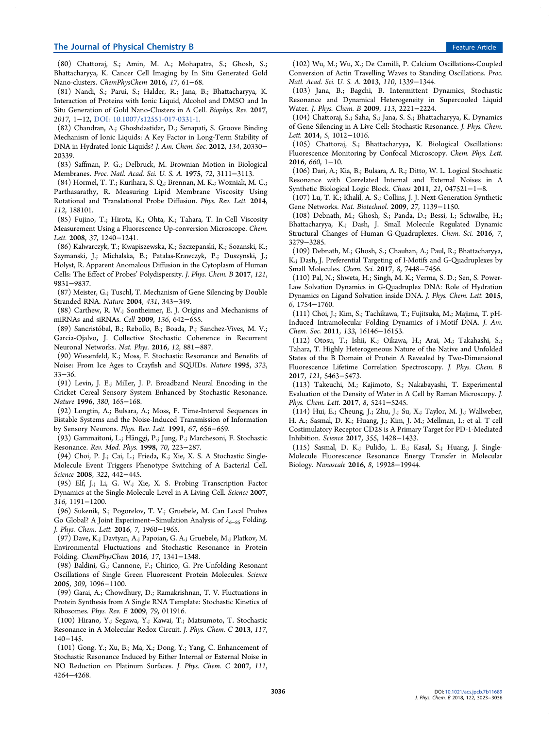(80) Chattoraj, S.; Amin, M. A.; Mohapatra, S.; Ghosh, S.; Bhattacharyya, K. Cancer Cell Imaging by In Situ Generated Gold Nano-clusters. *ChemPhysChem* **2016**, *17*, 61−68.

(81) Nandi, S.; Parui, S.; Halder, R.; Jana, B.; Bhattacharyya, K. Interaction of Proteins with Ionic Liquid, Alcohol and DMSO and In Situ Generation of Gold Nano-Clusters in A Cell. *Biophys. Rev.* **2017**, *2017*, 1−12, DOI: 10.1007/s12551-017-0331-1.

(82) Chandran, A.; Ghoshdastidar, D.; Senapati, S. Groove Binding Mechanism of Ionic Liquids: A Key Factor in Long-Term Stability of DNA in Hydrated Ionic Liquids? *J. Am. Chem. Soc.* **2012**, *134*, 20330−20339.

(83) Saffman, P. G.; Delbruck, M. Brownian Motion in Biological Membranes. *Proc. Natl. Acad. Sci. U. S. A.* **1975**, *72*, 3111−3113.

(84) Hormel, T. T.; Kurihara, S. Q.; Brennan, M. K.; Wozniak, M. C.; Parthasarathy, R. Measuring Lipid Membrane Viscosity Using Rotational and Translational Probe Diffusion. *Phys. Rev. Lett.* **2014**, *112*, 188101.

(85) Fujino, T.; Hirota, K.; Ohta, K.; Tahara, T. In-Cell Viscosity Measurement Using a Fluorescence Up-conversion Microscope. *Chem. Lett.* **2008**, *37*, 1240−1241.

(86) Kalwarczyk, T.; Kwapiszewska, K.; Szczepanski, K.; Sozanski, K.; Szymanski, J.; Michalska, B.; Patalas-Krawczyk, P.; Duszynski, J.; Holyst, R. Apparent Anomalous Diffusion in the Cytoplasm of Human Cells: The Effect of Probes' Polydispersity. *J. Phys. Chem. B* **2017**, *121*, 9831−9837.

(87) Meister, G.; Tuschl, T. Mechanism of Gene Silencing by Double Stranded RNA. *Nature* **2004**, *431*, 343−349.

(88) Carthew, R. W.; Sontheimer, E. J. Origins and Mechanisms of miRNAs and siRNAs. *Cell* **2009**, *136*, 642−655.

(89) Sancristóbal, B.; Rebollo, B.; Boada, P.; Sanchez-Vives, M. V.; Garcia-Ojalvo, J. Collective Stochastic Coherence in Recurrent Neuronal Networks. *Nat. Phys.* **2016**, *12*, 881−887.

(90) Wiesenfeld, K.; Moss, F. Stochastic Resonance and Benefits of Noise: From Ice Ages to Crayfish and SQUIDs. *Nature* **1995**, *373*, 33−36.

(91) Levin, J. E.; Miller, J. P. Broadband Neural Encoding in the Cricket Cereal Sensory System Enhanced by Stochastic Resonance. *Nature* **1996**, *380*, 165−168.

(92) Longtin, A.; Bulsara, A.; Moss, F. Time-Interval Sequences in Bistable Systems and the Noise-Induced Transmission of Information by Sensory Neurons. *Phys. Rev. Lett.* **1991**, *67*, 656−659.

(93) Gammaitoni, L.; Hänggi, P.; Jung, P.; Marchesoni, F. Stochastic Resonance. *Rev. Mod. Phys.* **1998**, *70*, 223−287.

(94) Choi, P. J.; Cai, L.; Frieda, K.; Xie, X. S. A Stochastic Single-Molecule Event Triggers Phenotype Switching of A Bacterial Cell. *Science* **2008**, *322*, 442−445.

(95) Elf, J.; Li, G. W.; Xie, X. S. Probing Transcription Factor Dynamics at the Single-Molecule Level in A Living Cell. *Science* **2007**, *316*, 1191−1200.

(96) Sukenik, S.; Pogorelov, T. V.; Gruebele, M. Can Local Probes Go Global? A Joint Experiment−Simulation Analysis of $\lambda_{6-85}$ Folding. *J. Phys. Chem. Lett.* **2016**, *7*, 1960−1965.

(97) Dave, K.; Davtyan, A.; Papoian, G. A.; Gruebele, M.; Platkov, M. Environmental Fluctuations and Stochastic Resonance in Protein Folding. *ChemPhysChem* **2016**, *17*, 1341−1348.

(98) Baldini, G.; Cannone, F.; Chirico, G. Pre-Unfolding Resonant Oscillations of Single Green Fluorescent Protein Molecules. *Science* **2005**, *309*, 1096−1100.

(99) Garai, A.; Chowdhury, D.; Ramakrishnan, T. V. Fluctuations in Protein Synthesis from A Single RNA Template: Stochastic Kinetics of Ribosomes. *Phys. Rev. E* **2009**, *79*, 011916.

(100) Hirano, Y.; Segawa, Y.; Kawai, T.; Matsumoto, T. Stochastic Resonance in A Molecular Redox Circuit. *J. Phys. Chem. C* **2013**, *117*, 140−145.

(101) Gong, Y.; Xu, B.; Ma, X.; Dong, Y.; Yang, C. Enhancement of Stochastic Resonance Induced by Either Internal or External Noise in NO Reduction on Platinum Surfaces. *J. Phys. Chem. C* **2007**, *111*, 4264−4268.

(102) Wu, M.; Wu, X.; De Camilli, P. Calcium Oscillations-Coupled Conversion of Actin Travelling Waves to Standing Oscillations. *Proc. Natl. Acad. Sci. U. S. A.* **2013**, *110*, 1339−1344.

(103) Jana, B.; Bagchi, B. Intermittent Dynamics, Stochastic Resonance and Dynamical Heterogeneity in Supercooled Liquid Water. *J. Phys. Chem. B* **2009**, *113*, 2221−2224.

(104) Chattoraj, S.; Saha, S.; Jana, S. S.; Bhattacharyya, K. Dynamics of Gene Silencing in A Live Cell: Stochastic Resonance. *J. Phys. Chem. Lett.* **2014**, *5*, 1012−1016.

(105) Chattoraj, S.; Bhattacharyya, K. Biological Oscillations: Fluorescence Monitoring by Confocal Microscopy. *Chem. Phys. Lett.* **2016**, *660*, 1−10.

(106) Dari, A.; Kia, B.; Bulsara, A. R.; Ditto, W. L. Logical Stochastic Resonance with Correlated Internal and External Noises in A Synthetic Biological Logic Block. *Chaos* **2011**, *21*, 047521−1−8.

(107) Lu, T. K.; Khalil, A. S.; Collins, J. J. Next-Generation Synthetic Gene Networks. *Nat. Biotechnol.* **2009**, *27*, 1139−1150.

(108) Debnath, M.; Ghosh, S.; Panda, D.; Bessi, I.; Schwalbe, H.; Bhattacharyya, K.; Dash, J. Small Molecule Regulated Dynamic Structural Changes of Human G-Quadruplexes. *Chem. Sci.* **2016**, *7*, 3279−3285.

(109) Debnath, M.; Ghosh, S.; Chauhan, A.; Paul, R.; Bhattacharyya, K.; Dash, J. Preferential Targeting of I-Motifs and G-Quadruplexes by Small Molecules. *Chem. Sci.* **2017**, *8*, 7448−7456.

(110) Pal, N.; Shweta, H.; Singh, M. K.; Verma, S. D.; Sen, S. Power-Law Solvation Dynamics in G-Quadruplex DNA: Role of Hydration Dynamics on Ligand Solvation inside DNA. *J. Phys. Chem. Lett.* **2015**, *6*, 1754−1760.

(111) Choi, J.; Kim, S.; Tachikawa, T.; Fujitsuka, M.; Majima, T. pH-Induced Intramolecular Folding Dynamics of i-Motif DNA. *J. Am. Chem. Soc.* **2011**, *133*, 16146−16153.

(112) Otosu, T.; Ishii, K.; Oikawa, H.; Arai, M.; Takahashi, S.; Tahara, T. Highly Heterogeneous Nature of the Native and Unfolded States of the B Domain of Protein A Revealed by Two-Dimensional Fluorescence Lifetime Correlation Spectroscopy. *J. Phys. Chem. B* **2017**, *121*, 5463−5473.

(113) Takeuchi, M.; Kajimoto, S.; Nakabayashi, T. Experimental Evaluation of the Density of Water in A Cell by Raman Microscopy. *J. Phys. Chem. Lett.* **2017**, *8*, 5241−5245.

(114) Hui, E.; Cheung, J.; Zhu, J.; Su, X.; Taylor, M. J.; Wallweber, H. A.; Sasmal, D. K.; Huang, J.; Kim, J. M.; Mellman, I.; et al. T cell Costimulatory Receptor CD28 is A Primary Target for PD-1-Mediated Inhibition. *Science* **2017**, *355*, 1428−1433.

(115) Sasmal, D. K.; Pulido, L. E.; Kasal, S.; Huang, J. Single-Molecule Fluorescence Resonance Energy Transfer in Molecular Biology. *Nanoscale* **2016**, *8*, 19928−19944.